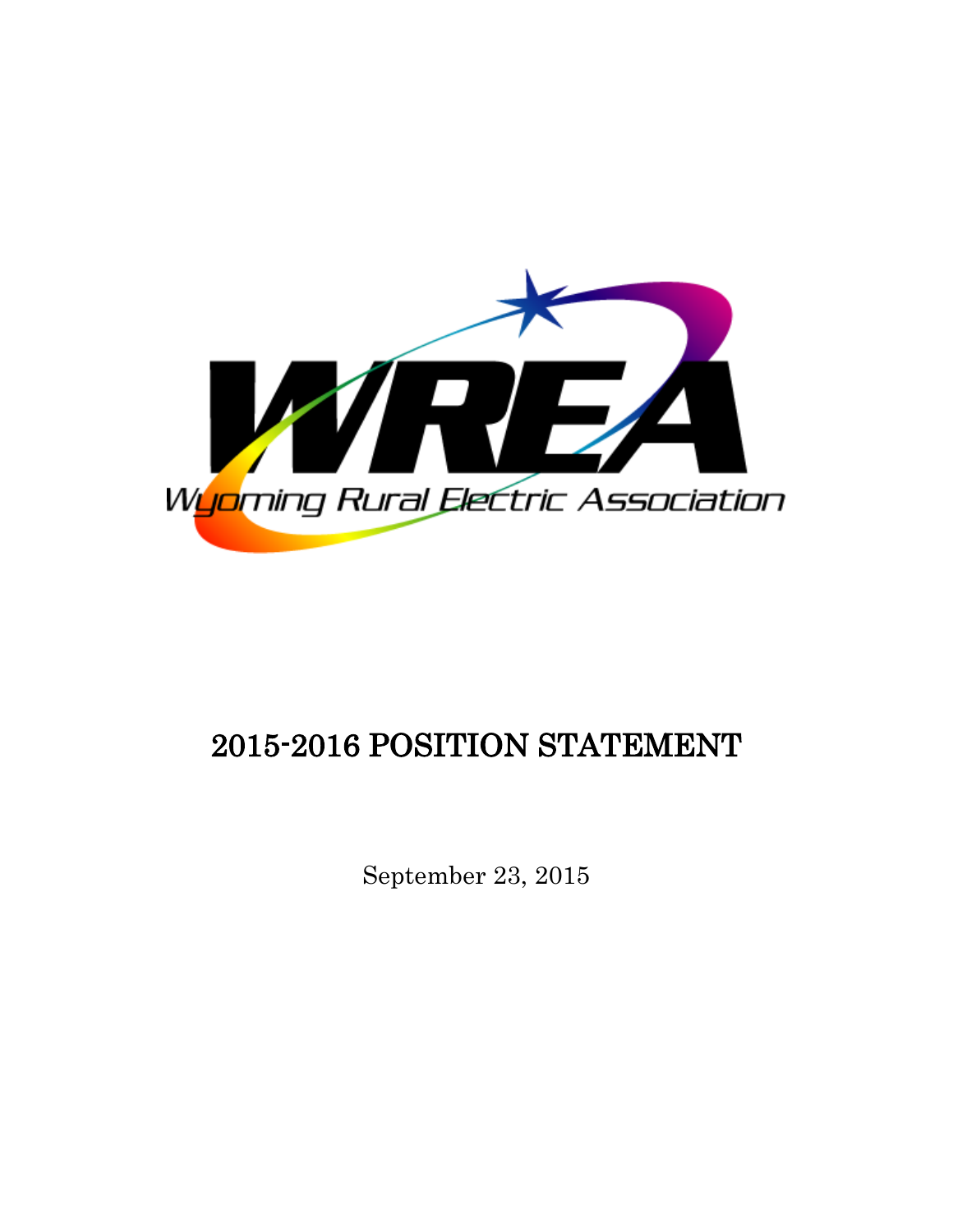WREA

Wyoming Rural Electric Association

# 2015-2016 POSITION STATEMENT

September 23, 2015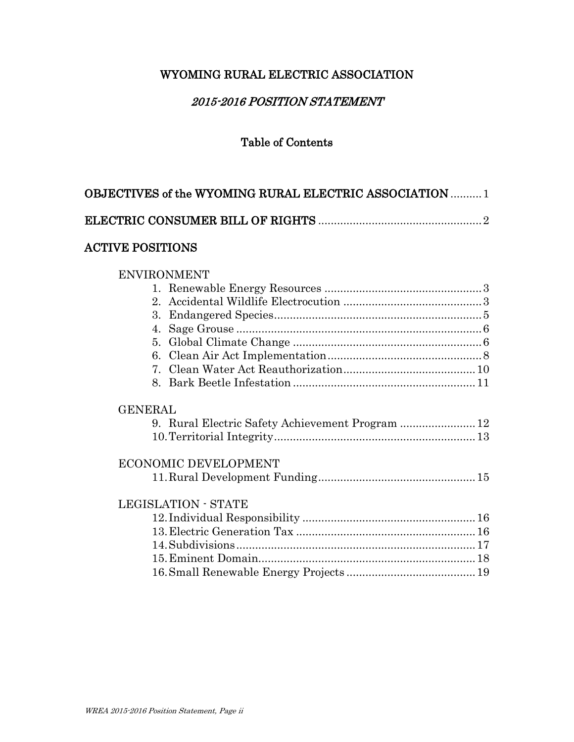# WYOMING RURAL ELECTRIC ASSOCIATION

## *2015-2016 POSITION STATEMENT*

### Table of Contents

**OBJECTIVES of the WYOMING RURAL ELECTRIC ASSOCIATION** .......... 1

**ELECTRIC CONSUMER BILL OF RIGHTS** .......... 2

**ACTIVE POSITIONS**

ENVIRONMENT

1. Renewable Energy Resources .......... 3
2. Accidental Wildlife Electrocution .......... 3
3. Endangered Species .......... 5
4. Sage Grouse .......... 6
5. Global Climate Change .......... 6
6. Clean Air Act Implementation .......... 8
7. Clean Water Act Reauthorization .......... 10
8. Bark Beetle Infestation .......... 11

GENERAL

9. Rural Electric Safety Achievement Program .......... 12
10. Territorial Integrity .......... 13

ECONOMIC DEVELOPMENT

11. Rural Development Funding .......... 15

LEGISLATION - STATE

12. Individual Responsibility .......... 16
13. Electric Generation Tax .......... 16
14. Subdivisions .......... 17
15. Eminent Domain .......... 18
16. Small Renewable Energy Projects .......... 19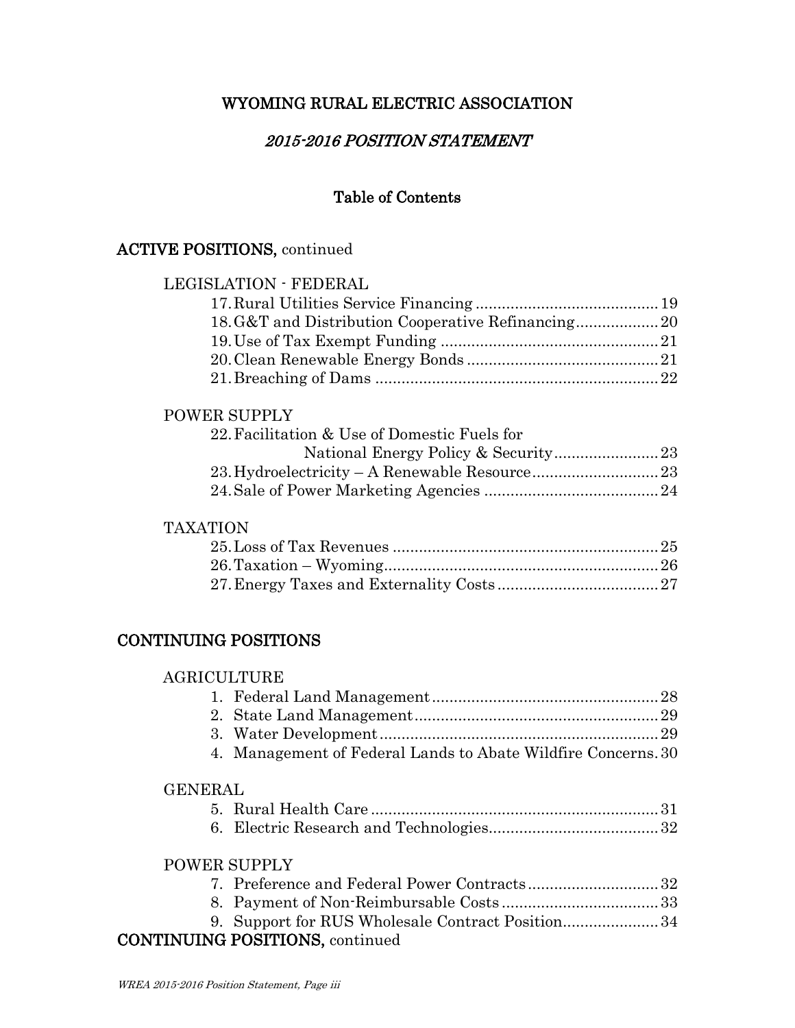# WYOMING RURAL ELECTRIC ASSOCIATION

## *2015-2016 POSITION STATEMENT*

### Table of Contents

**ACTIVE POSITIONS,** continued

LEGISLATION - FEDERAL

17. Rural Utilities Service Financing .......................................... 19
18. G&T and Distribution Cooperative Refinancing................... 20
19. Use of Tax Exempt Funding .................................................. 21
20. Clean Renewable Energy Bonds ............................................ 21
21. Breaching of Dams ................................................................. 22

POWER SUPPLY

22. Facilitation & Use of Domestic Fuels for National Energy Policy & Security........................ 23
23. Hydroelectricity – A Renewable Resource............................. 23
24. Sale of Power Marketing Agencies ........................................ 24

TAXATION

25. Loss of Tax Revenues ............................................................ 25
26. Taxation – Wyoming.............................................................. 26
27. Energy Taxes and Externality Costs..................................... 27

**CONTINUING POSITIONS**

AGRICULTURE

1. Federal Land Management.................................................... 28
2. State Land Management........................................................ 29
3. Water Development................................................................ 29
4. Management of Federal Lands to Abate Wildfire Concerns. 30

GENERAL

5. Rural Health Care .................................................................. 31
6. Electric Research and Technologies....................................... 32

POWER SUPPLY

7. Preference and Federal Power Contracts.............................. 32
8. Payment of Non-Reimbursable Costs.................................... 33
9. Support for RUS Wholesale Contract Position...................... 34

**CONTINUING POSITIONS,** continued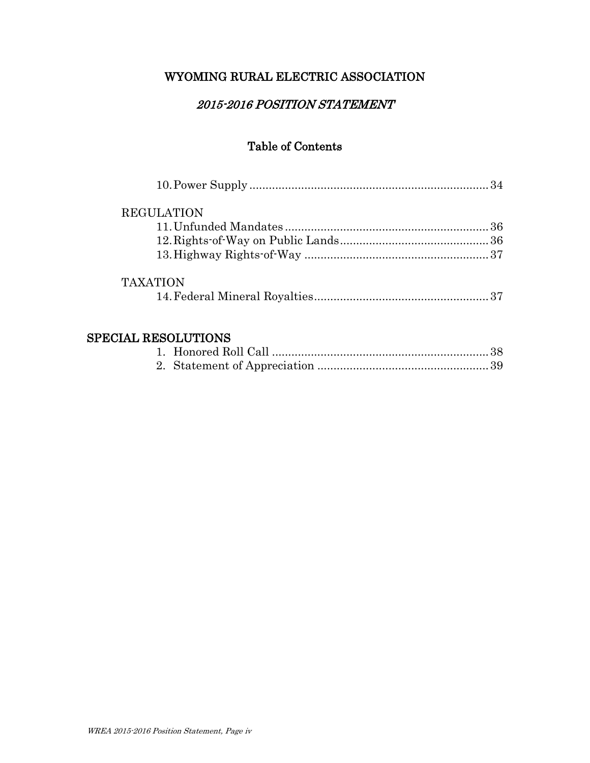# WYOMING RURAL ELECTRIC ASSOCIATION

## *2015-2016 POSITION STATEMENT*

### Table of Contents

10. Power Supply ........................................................................ 34

REGULATION

11. Unfunded Mandates ............................................................... 36
12. Rights-of-Way on Public Lands.............................................. 36
13. Highway Rights-of-Way ......................................................... 37

TAXATION

14. Federal Mineral Royalties...................................................... 37

**SPECIAL RESOLUTIONS**

1. Honored Roll Call .................................................................. 38
2. Statement of Appreciation ..................................................... 39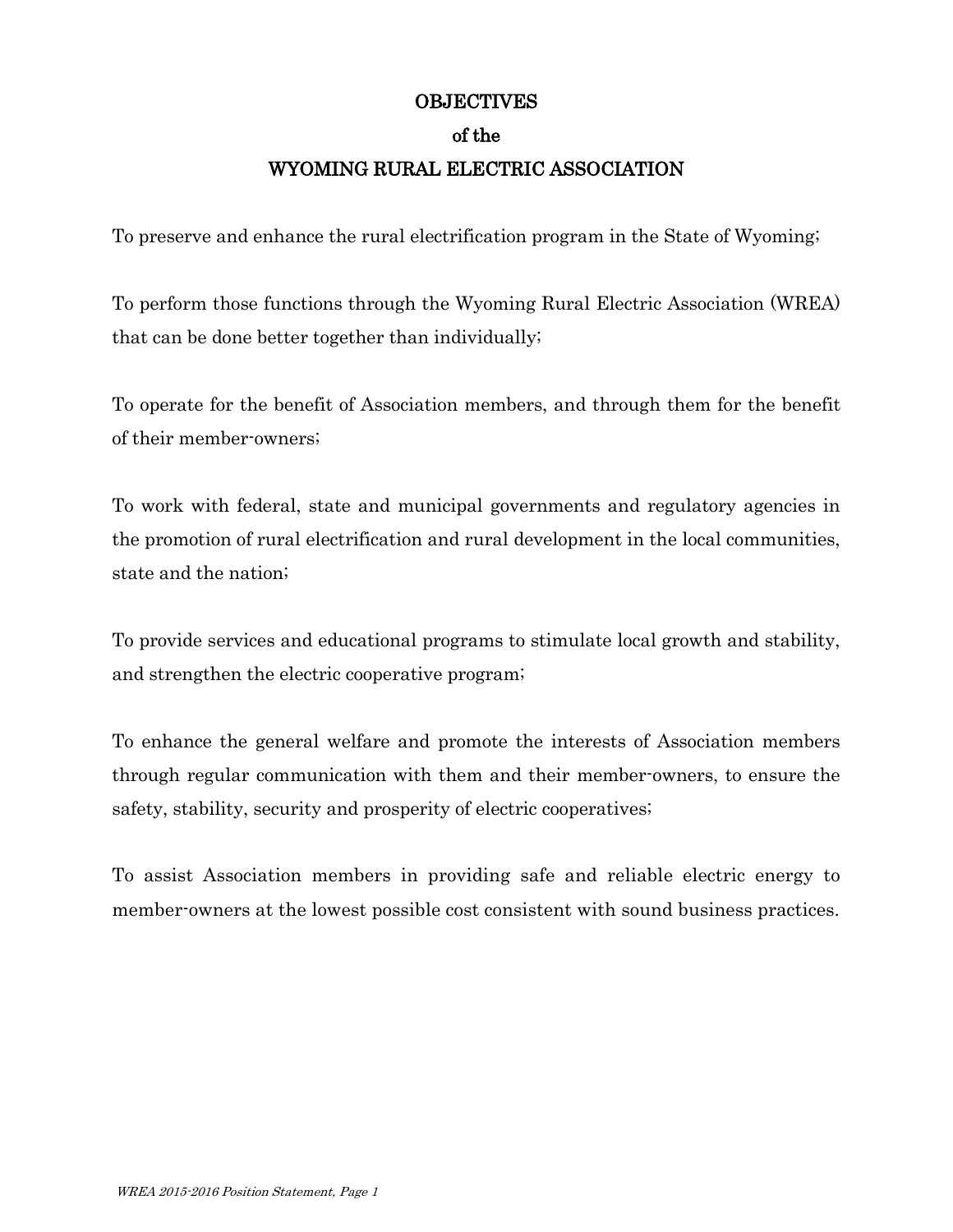# OBJECTIVES
## of the
## WYOMING RURAL ELECTRIC ASSOCIATION

To preserve and enhance the rural electrification program in the State of Wyoming;

To perform those functions through the Wyoming Rural Electric Association (WREA) that can be done better together than individually;

To operate for the benefit of Association members, and through them for the benefit of their member-owners;

To work with federal, state and municipal governments and regulatory agencies in the promotion of rural electrification and rural development in the local communities, state and the nation;

To provide services and educational programs to stimulate local growth and stability, and strengthen the electric cooperative program;

To enhance the general welfare and promote the interests of Association members through regular communication with them and their member-owners, to ensure the safety, stability, security and prosperity of electric cooperatives;

To assist Association members in providing safe and reliable electric energy to member-owners at the lowest possible cost consistent with sound business practices.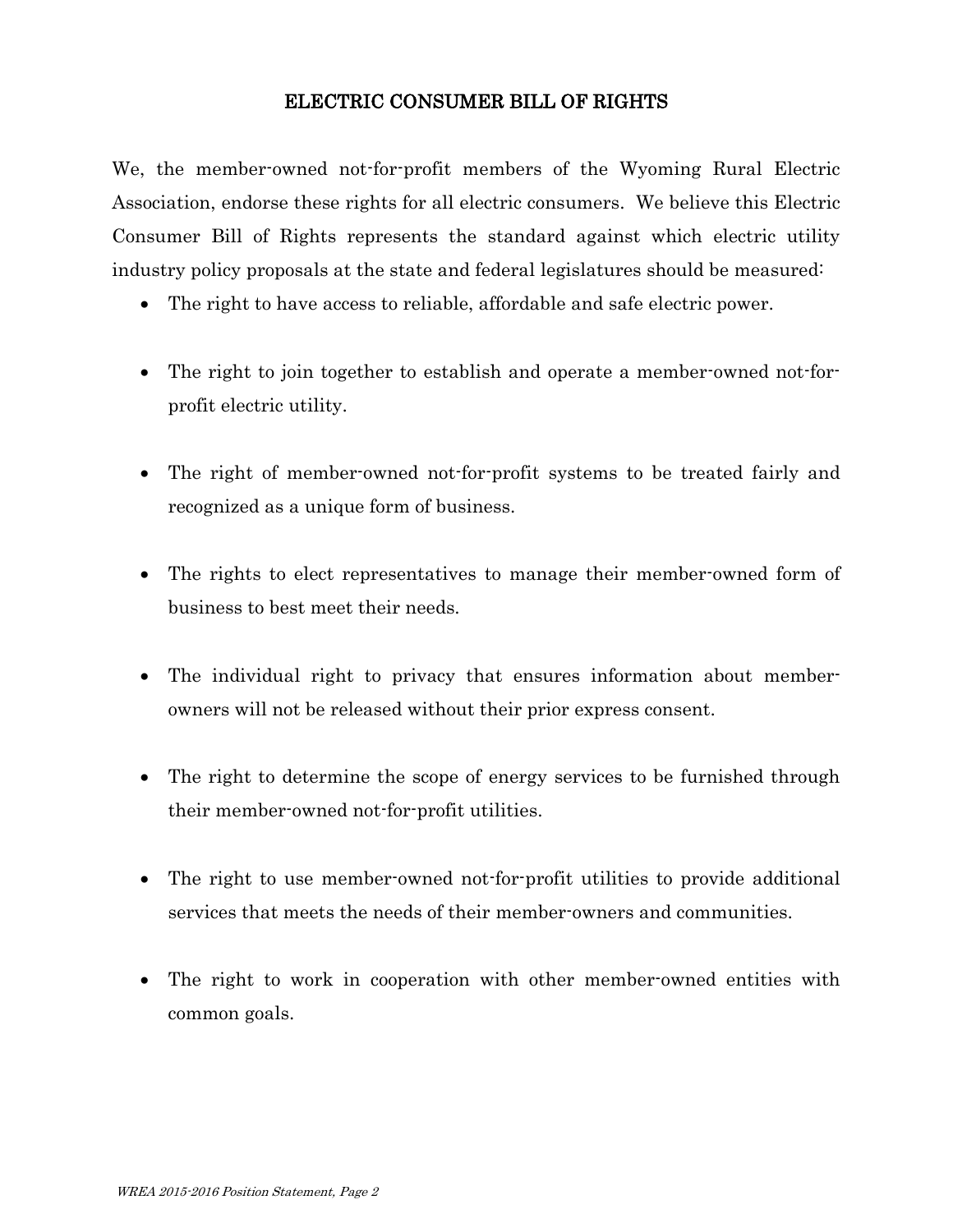## ELECTRIC CONSUMER BILL OF RIGHTS

We, the member-owned not-for-profit members of the Wyoming Rural Electric Association, endorse these rights for all electric consumers. We believe this Electric Consumer Bill of Rights represents the standard against which electric utility industry policy proposals at the state and federal legislatures should be measured:

- The right to have access to reliable, affordable and safe electric power.
- The right to join together to establish and operate a member-owned not-for-profit electric utility.
- The right of member-owned not-for-profit systems to be treated fairly and recognized as a unique form of business.
- The rights to elect representatives to manage their member-owned form of business to best meet their needs.
- The individual right to privacy that ensures information about member-owners will not be released without their prior express consent.
- The right to determine the scope of energy services to be furnished through their member-owned not-for-profit utilities.
- The right to use member-owned not-for-profit utilities to provide additional services that meets the needs of their member-owners and communities.
- The right to work in cooperation with other member-owned entities with common goals.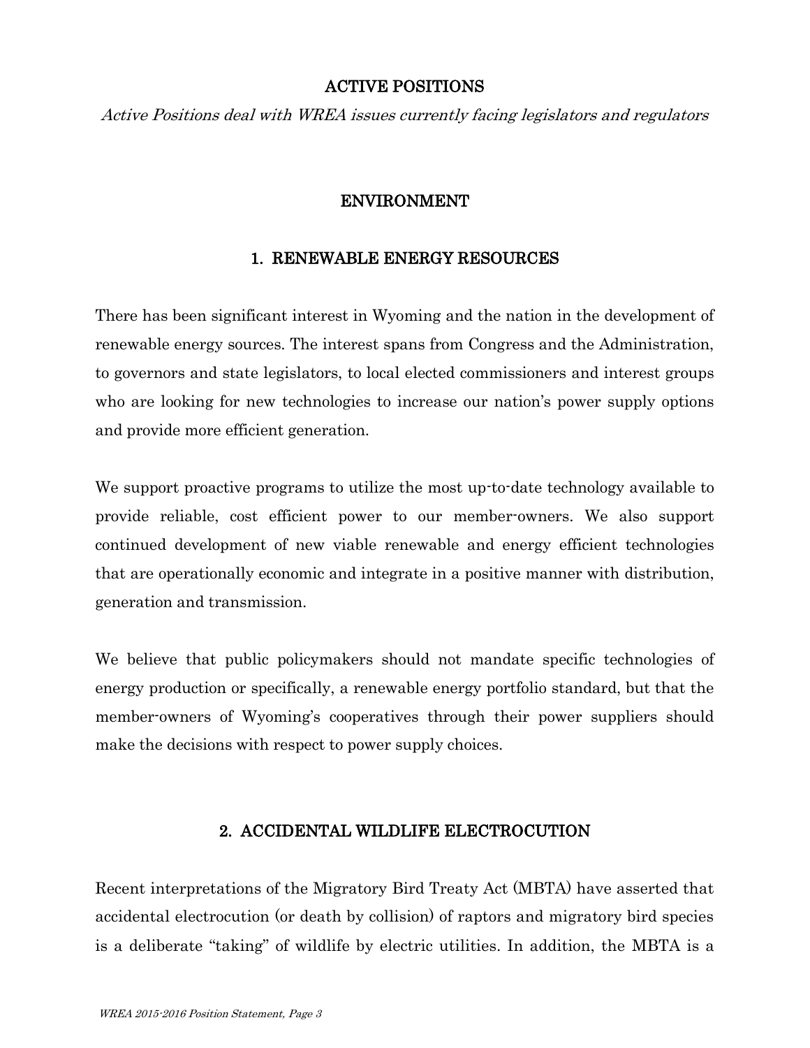# ACTIVE POSITIONS

*Active Positions deal with WREA issues currently facing legislators and regulators*

## ENVIRONMENT

### 1. RENEWABLE ENERGY RESOURCES

There has been significant interest in Wyoming and the nation in the development of renewable energy sources. The interest spans from Congress and the Administration, to governors and state legislators, to local elected commissioners and interest groups who are looking for new technologies to increase our nation's power supply options and provide more efficient generation.

We support proactive programs to utilize the most up-to-date technology available to provide reliable, cost efficient power to our member-owners. We also support continued development of new viable renewable and energy efficient technologies that are operationally economic and integrate in a positive manner with distribution, generation and transmission.

We believe that public policymakers should not mandate specific technologies of energy production or specifically, a renewable energy portfolio standard, but that the member-owners of Wyoming's cooperatives through their power suppliers should make the decisions with respect to power supply choices.

### 2. ACCIDENTAL WILDLIFE ELECTROCUTION

Recent interpretations of the Migratory Bird Treaty Act (MBTA) have asserted that accidental electrocution (or death by collision) of raptors and migratory bird species is a deliberate "taking" of wildlife by electric utilities. In addition, the MBTA is a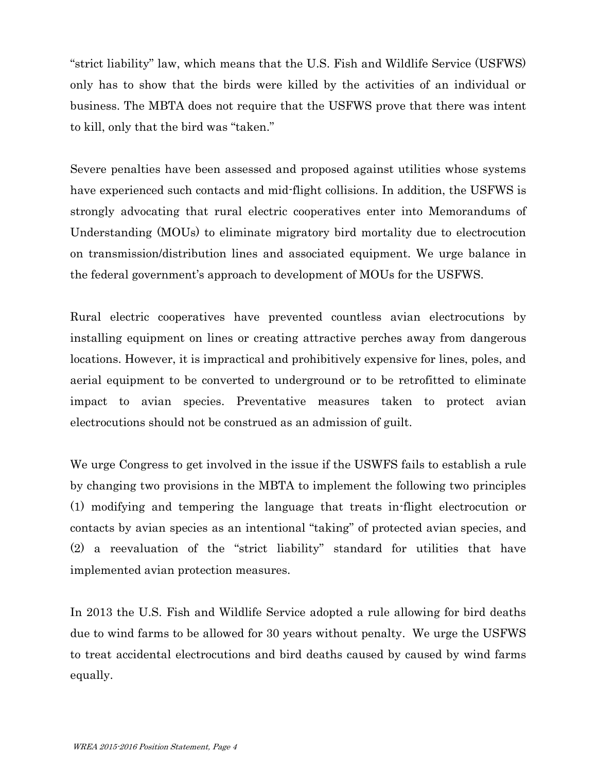"strict liability" law, which means that the U.S. Fish and Wildlife Service (USFWS) only has to show that the birds were killed by the activities of an individual or business. The MBTA does not require that the USFWS prove that there was intent to kill, only that the bird was "taken."

Severe penalties have been assessed and proposed against utilities whose systems have experienced such contacts and mid-flight collisions. In addition, the USFWS is strongly advocating that rural electric cooperatives enter into Memorandums of Understanding (MOUs) to eliminate migratory bird mortality due to electrocution on transmission/distribution lines and associated equipment. We urge balance in the federal government's approach to development of MOUs for the USFWS.

Rural electric cooperatives have prevented countless avian electrocutions by installing equipment on lines or creating attractive perches away from dangerous locations. However, it is impractical and prohibitively expensive for lines, poles, and aerial equipment to be converted to underground or to be retrofitted to eliminate impact to avian species. Preventative measures taken to protect avian electrocutions should not be construed as an admission of guilt.

We urge Congress to get involved in the issue if the USWFS fails to establish a rule by changing two provisions in the MBTA to implement the following two principles (1) modifying and tempering the language that treats in-flight electrocution or contacts by avian species as an intentional "taking" of protected avian species, and (2) a reevaluation of the "strict liability" standard for utilities that have implemented avian protection measures.

In 2013 the U.S. Fish and Wildlife Service adopted a rule allowing for bird deaths due to wind farms to be allowed for 30 years without penalty. We urge the USFWS to treat accidental electrocutions and bird deaths caused by caused by wind farms equally.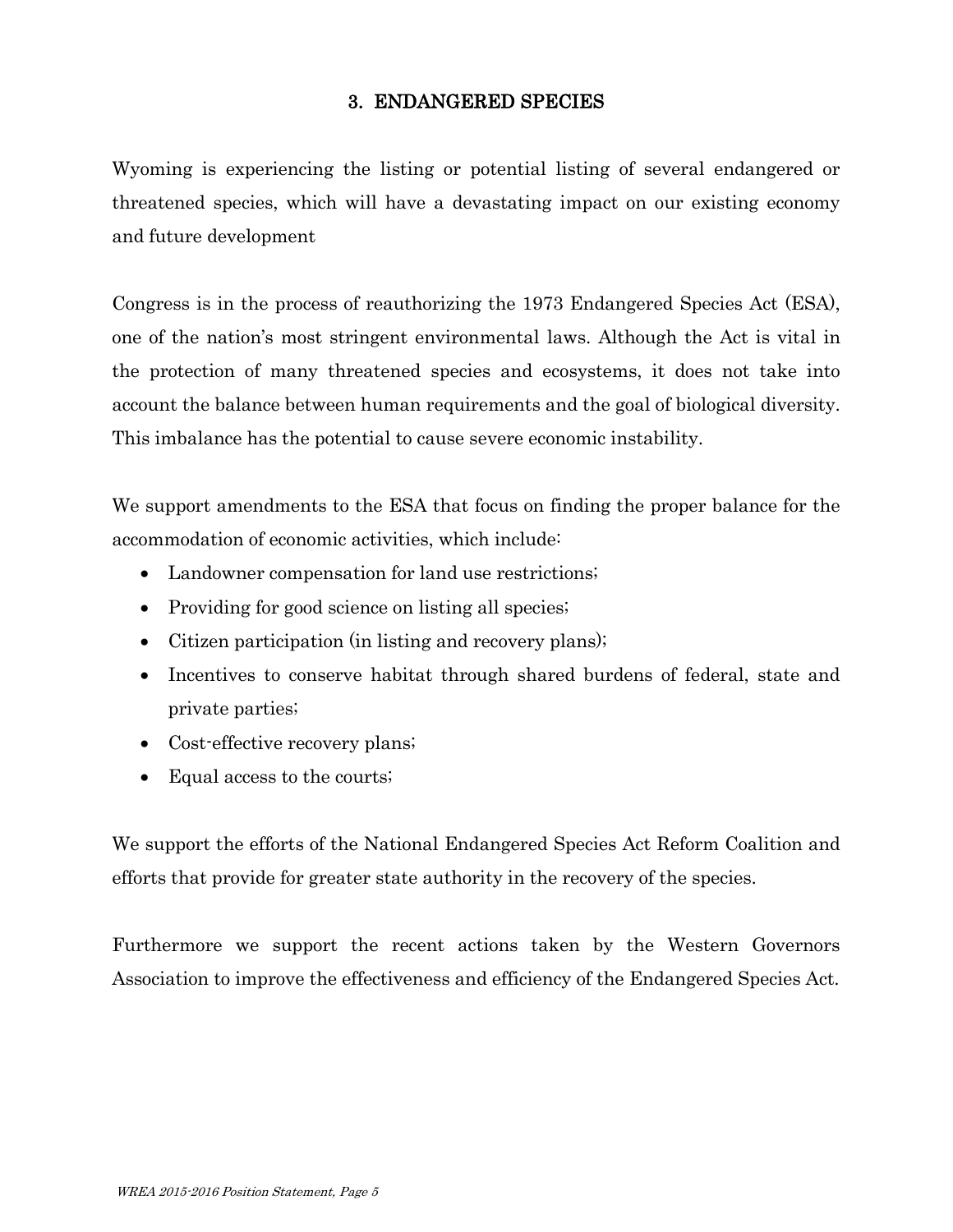## 3. ENDANGERED SPECIES

Wyoming is experiencing the listing or potential listing of several endangered or threatened species, which will have a devastating impact on our existing economy and future development

Congress is in the process of reauthorizing the 1973 Endangered Species Act (ESA), one of the nation's most stringent environmental laws. Although the Act is vital in the protection of many threatened species and ecosystems, it does not take into account the balance between human requirements and the goal of biological diversity. This imbalance has the potential to cause severe economic instability.

We support amendments to the ESA that focus on finding the proper balance for the accommodation of economic activities, which include:

- Landowner compensation for land use restrictions;
- Providing for good science on listing all species;
- Citizen participation (in listing and recovery plans);
- Incentives to conserve habitat through shared burdens of federal, state and private parties;
- Cost-effective recovery plans;
- Equal access to the courts;

We support the efforts of the National Endangered Species Act Reform Coalition and efforts that provide for greater state authority in the recovery of the species.

Furthermore we support the recent actions taken by the Western Governors Association to improve the effectiveness and efficiency of the Endangered Species Act.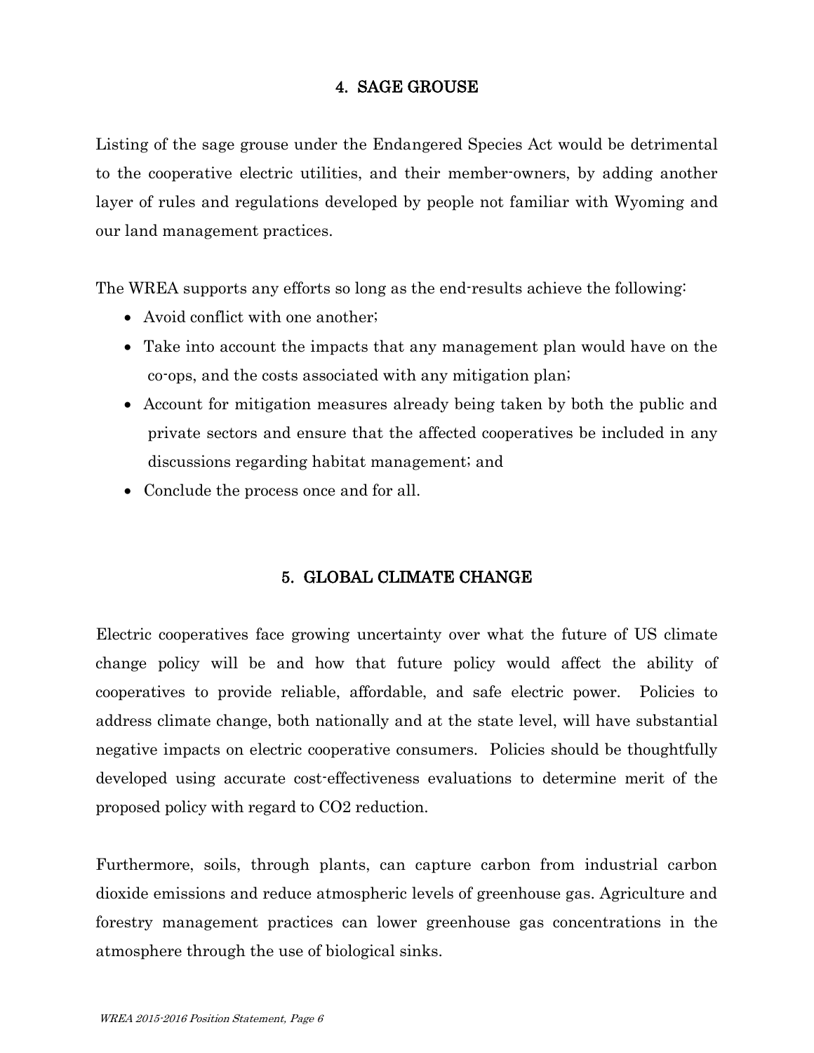## 4. SAGE GROUSE

Listing of the sage grouse under the Endangered Species Act would be detrimental to the cooperative electric utilities, and their member-owners, by adding another layer of rules and regulations developed by people not familiar with Wyoming and our land management practices.

The WREA supports any efforts so long as the end-results achieve the following:

- Avoid conflict with one another;
- Take into account the impacts that any management plan would have on the co-ops, and the costs associated with any mitigation plan;
- Account for mitigation measures already being taken by both the public and private sectors and ensure that the affected cooperatives be included in any discussions regarding habitat management; and
- Conclude the process once and for all.

## 5. GLOBAL CLIMATE CHANGE

Electric cooperatives face growing uncertainty over what the future of US climate change policy will be and how that future policy would affect the ability of cooperatives to provide reliable, affordable, and safe electric power. Policies to address climate change, both nationally and at the state level, will have substantial negative impacts on electric cooperative consumers. Policies should be thoughtfully developed using accurate cost-effectiveness evaluations to determine merit of the proposed policy with regard to $CO_2$ reduction.

Furthermore, soils, through plants, can capture carbon from industrial carbon dioxide emissions and reduce atmospheric levels of greenhouse gas. Agriculture and forestry management practices can lower greenhouse gas concentrations in the atmosphere through the use of biological sinks.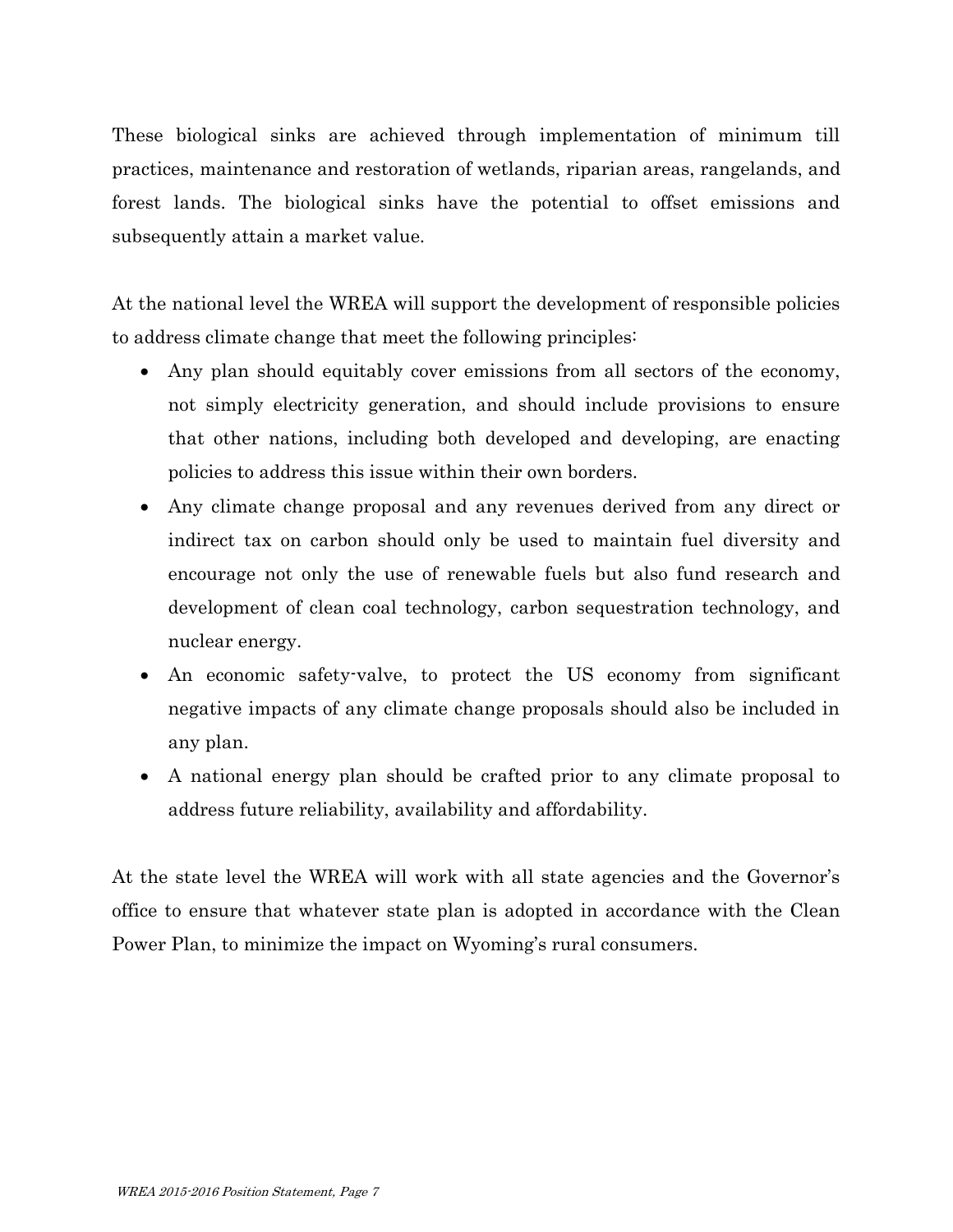These biological sinks are achieved through implementation of minimum till practices, maintenance and restoration of wetlands, riparian areas, rangelands, and forest lands. The biological sinks have the potential to offset emissions and subsequently attain a market value.

At the national level the WREA will support the development of responsible policies to address climate change that meet the following principles:

- Any plan should equitably cover emissions from all sectors of the economy, not simply electricity generation, and should include provisions to ensure that other nations, including both developed and developing, are enacting policies to address this issue within their own borders.
- Any climate change proposal and any revenues derived from any direct or indirect tax on carbon should only be used to maintain fuel diversity and encourage not only the use of renewable fuels but also fund research and development of clean coal technology, carbon sequestration technology, and nuclear energy.
- An economic safety-valve, to protect the US economy from significant negative impacts of any climate change proposals should also be included in any plan.
- A national energy plan should be crafted prior to any climate proposal to address future reliability, availability and affordability.

At the state level the WREA will work with all state agencies and the Governor's office to ensure that whatever state plan is adopted in accordance with the Clean Power Plan, to minimize the impact on Wyoming's rural consumers.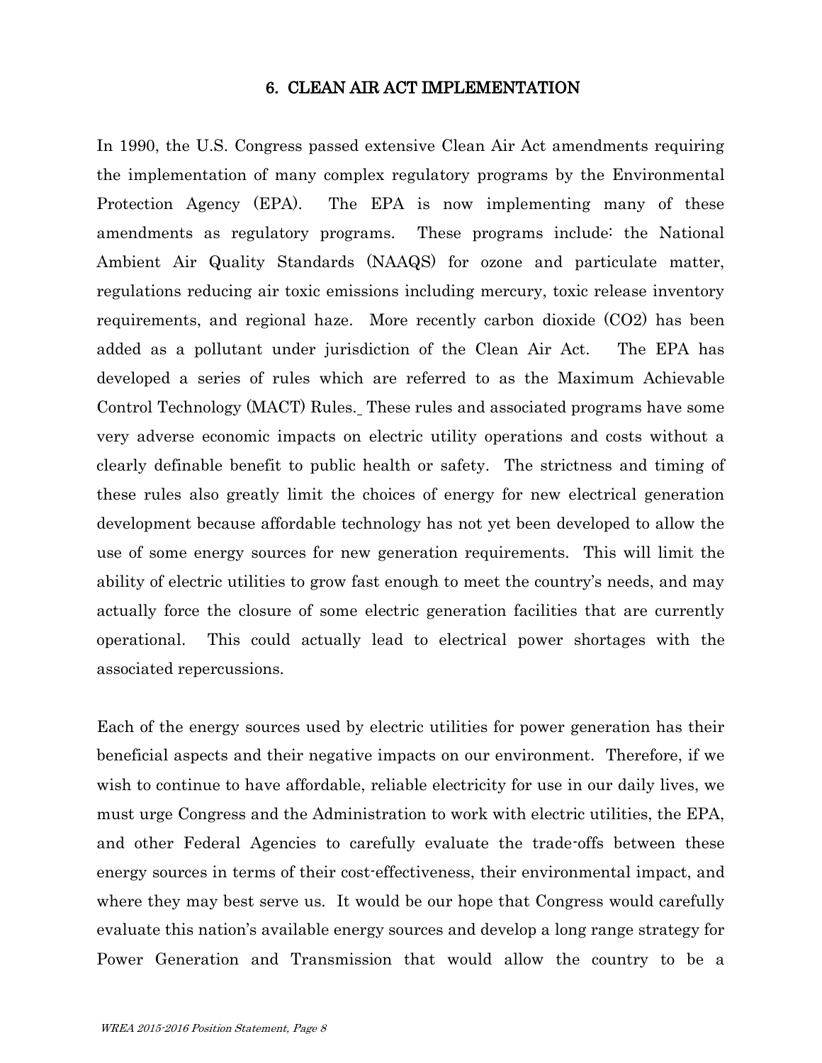## 6. CLEAN AIR ACT IMPLEMENTATION

In 1990, the U.S. Congress passed extensive Clean Air Act amendments requiring the implementation of many complex regulatory programs by the Environmental Protection Agency (EPA). The EPA is now implementing many of these amendments as regulatory programs. These programs include: the National Ambient Air Quality Standards (NAAQS) for ozone and particulate matter, regulations reducing air toxic emissions including mercury, toxic release inventory requirements, and regional haze. More recently carbon dioxide ($CO_2$) has been added as a pollutant under jurisdiction of the Clean Air Act. The EPA has developed a series of rules which are referred to as the Maximum Achievable Control Technology (MACT) Rules. These rules and associated programs have some very adverse economic impacts on electric utility operations and costs without a clearly definable benefit to public health or safety. The strictness and timing of these rules also greatly limit the choices of energy for new electrical generation development because affordable technology has not yet been developed to allow the use of some energy sources for new generation requirements. This will limit the ability of electric utilities to grow fast enough to meet the country's needs, and may actually force the closure of some electric generation facilities that are currently operational. This could actually lead to electrical power shortages with the associated repercussions.

Each of the energy sources used by electric utilities for power generation has their beneficial aspects and their negative impacts on our environment. Therefore, if we wish to continue to have affordable, reliable electricity for use in our daily lives, we must urge Congress and the Administration to work with electric utilities, the EPA, and other Federal Agencies to carefully evaluate the trade-offs between these energy sources in terms of their cost-effectiveness, their environmental impact, and where they may best serve us. It would be our hope that Congress would carefully evaluate this nation's available energy sources and develop a long range strategy for Power Generation and Transmission that would allow the country to be a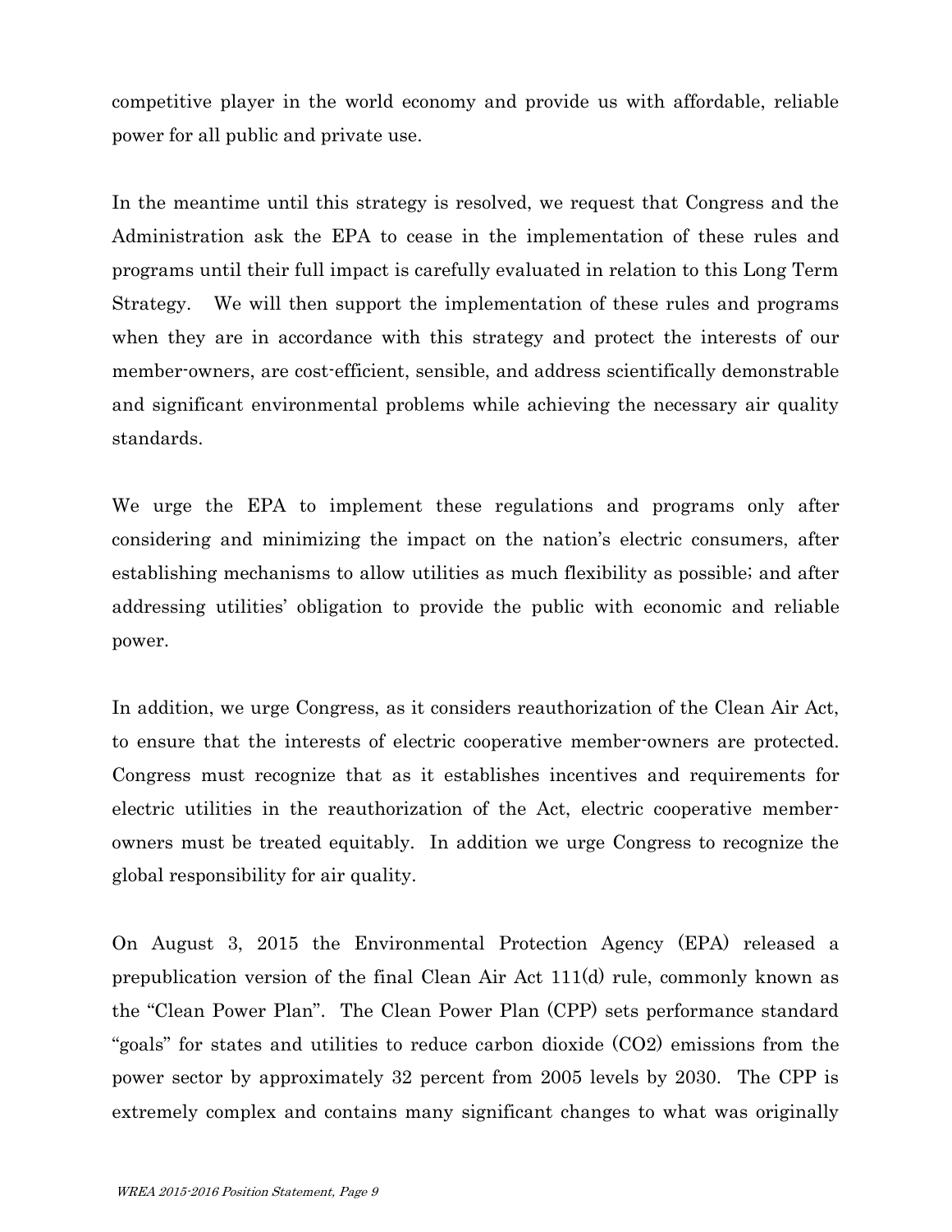competitive player in the world economy and provide us with affordable, reliable power for all public and private use.

In the meantime until this strategy is resolved, we request that Congress and the Administration ask the EPA to cease in the implementation of these rules and programs until their full impact is carefully evaluated in relation to this Long Term Strategy. We will then support the implementation of these rules and programs when they are in accordance with this strategy and protect the interests of our member-owners, are cost-efficient, sensible, and address scientifically demonstrable and significant environmental problems while achieving the necessary air quality standards.

We urge the EPA to implement these regulations and programs only after considering and minimizing the impact on the nation's electric consumers, after establishing mechanisms to allow utilities as much flexibility as possible; and after addressing utilities' obligation to provide the public with economic and reliable power.

In addition, we urge Congress, as it considers reauthorization of the Clean Air Act, to ensure that the interests of electric cooperative member-owners are protected. Congress must recognize that as it establishes incentives and requirements for electric utilities in the reauthorization of the Act, electric cooperative member-owners must be treated equitably. In addition we urge Congress to recognize the global responsibility for air quality.

On August 3, 2015 the Environmental Protection Agency (EPA) released a prepublication version of the final Clean Air Act 111(d) rule, commonly known as the "Clean Power Plan". The Clean Power Plan (CPP) sets performance standard "goals" for states and utilities to reduce carbon dioxide ($CO_2$) emissions from the power sector by approximately 32 percent from 2005 levels by 2030. The CPP is extremely complex and contains many significant changes to what was originally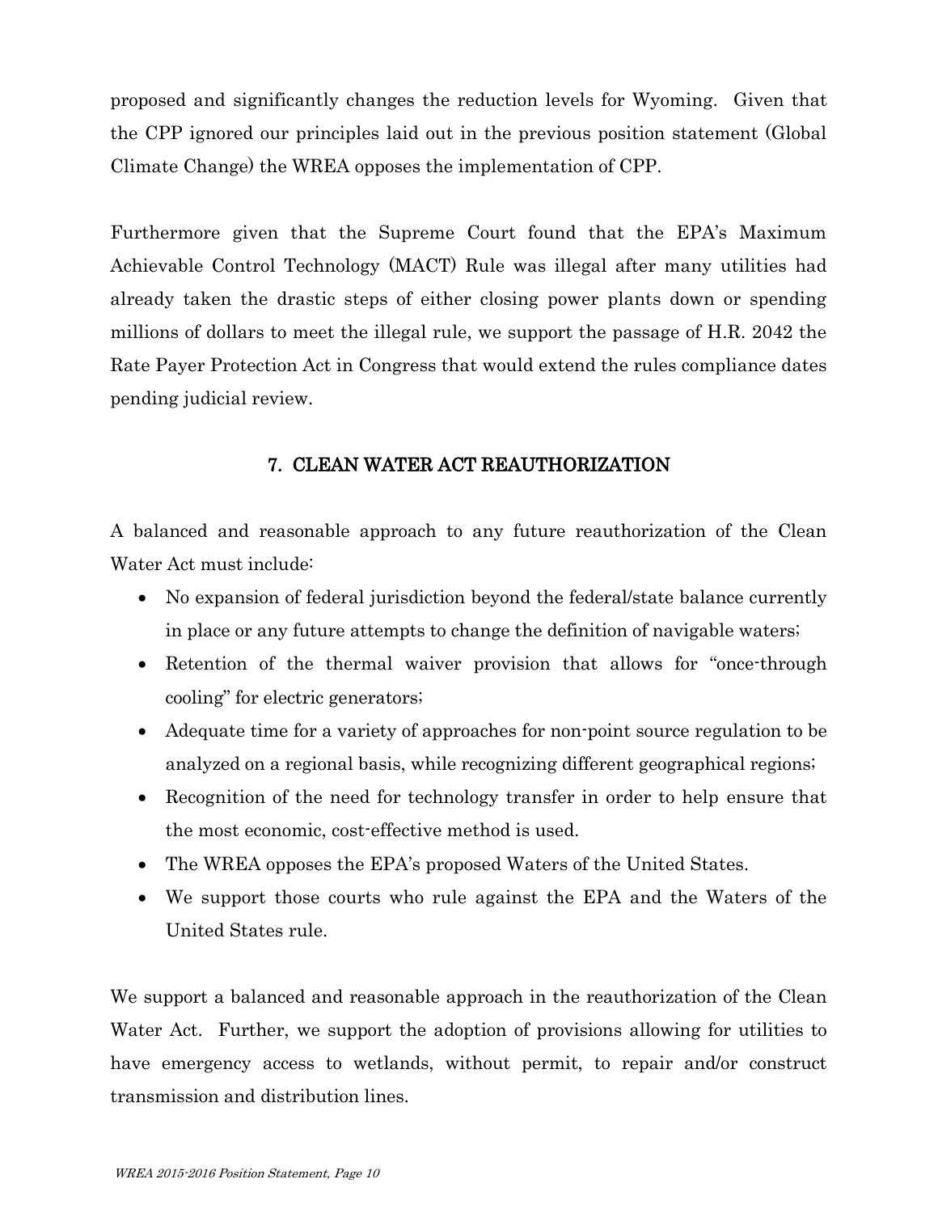proposed and significantly changes the reduction levels for Wyoming. Given that the CPP ignored our principles laid out in the previous position statement (Global Climate Change) the WREA opposes the implementation of CPP.

Furthermore given that the Supreme Court found that the EPA's Maximum Achievable Control Technology (MACT) Rule was illegal after many utilities had already taken the drastic steps of either closing power plants down or spending millions of dollars to meet the illegal rule, we support the passage of H.R. 2042 the Rate Payer Protection Act in Congress that would extend the rules compliance dates pending judicial review.

## 7. CLEAN WATER ACT REAUTHORIZATION

A balanced and reasonable approach to any future reauthorization of the Clean Water Act must include:

- No expansion of federal jurisdiction beyond the federal/state balance currently in place or any future attempts to change the definition of navigable waters;
- Retention of the thermal waiver provision that allows for "once-through cooling" for electric generators;
- Adequate time for a variety of approaches for non-point source regulation to be analyzed on a regional basis, while recognizing different geographical regions;
- Recognition of the need for technology transfer in order to help ensure that the most economic, cost-effective method is used.
- The WREA opposes the EPA's proposed Waters of the United States.
- We support those courts who rule against the EPA and the Waters of the United States rule.

We support a balanced and reasonable approach in the reauthorization of the Clean Water Act. Further, we support the adoption of provisions allowing for utilities to have emergency access to wetlands, without permit, to repair and/or construct transmission and distribution lines.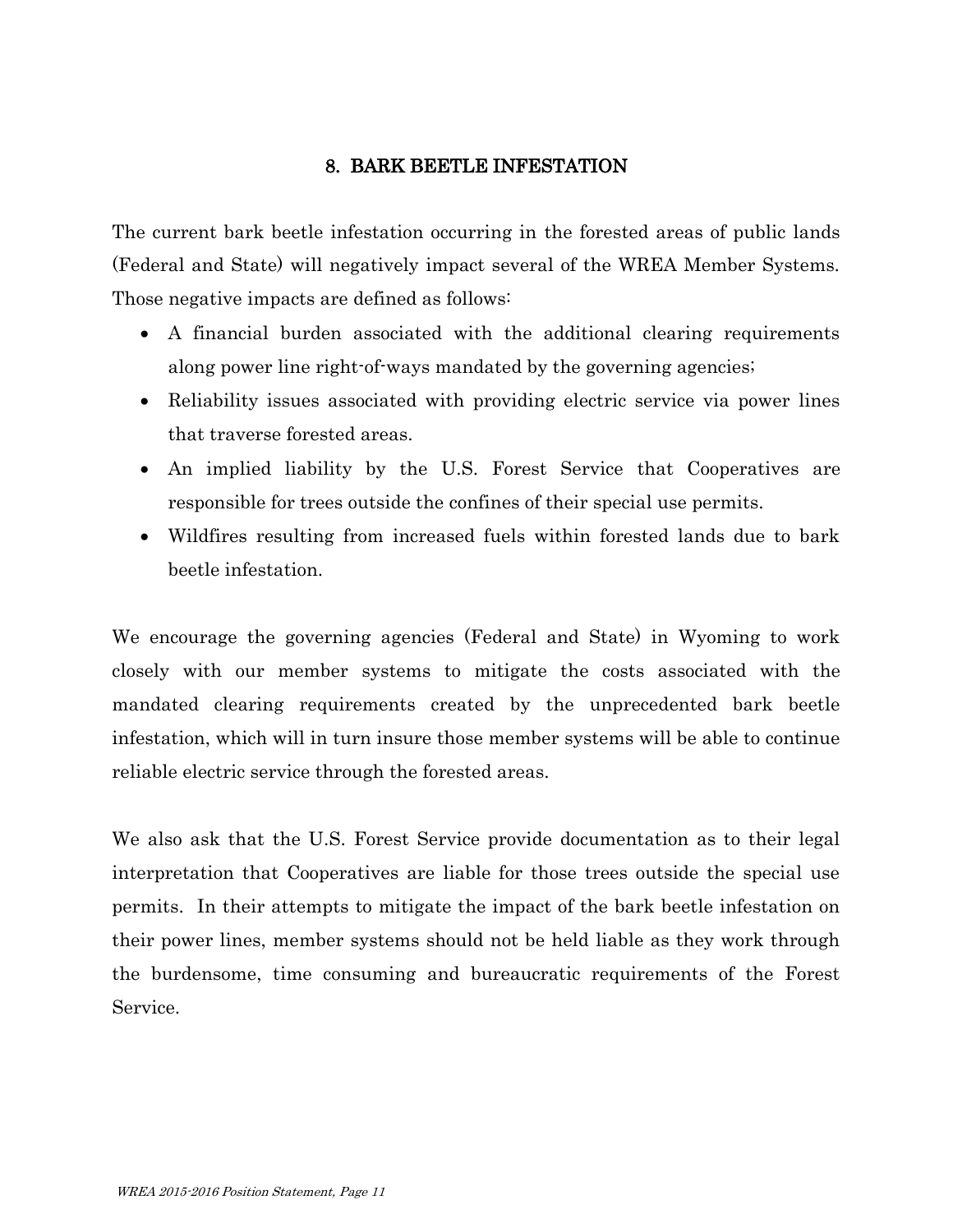## 8. BARK BEETLE INFESTATION

The current bark beetle infestation occurring in the forested areas of public lands (Federal and State) will negatively impact several of the WREA Member Systems. Those negative impacts are defined as follows:

- A financial burden associated with the additional clearing requirements along power line right-of-ways mandated by the governing agencies;
- Reliability issues associated with providing electric service via power lines that traverse forested areas.
- An implied liability by the U.S. Forest Service that Cooperatives are responsible for trees outside the confines of their special use permits.
- Wildfires resulting from increased fuels within forested lands due to bark beetle infestation.

We encourage the governing agencies (Federal and State) in Wyoming to work closely with our member systems to mitigate the costs associated with the mandated clearing requirements created by the unprecedented bark beetle infestation, which will in turn insure those member systems will be able to continue reliable electric service through the forested areas.

We also ask that the U.S. Forest Service provide documentation as to their legal interpretation that Cooperatives are liable for those trees outside the special use permits. In their attempts to mitigate the impact of the bark beetle infestation on their power lines, member systems should not be held liable as they work through the burdensome, time consuming and bureaucratic requirements of the Forest Service.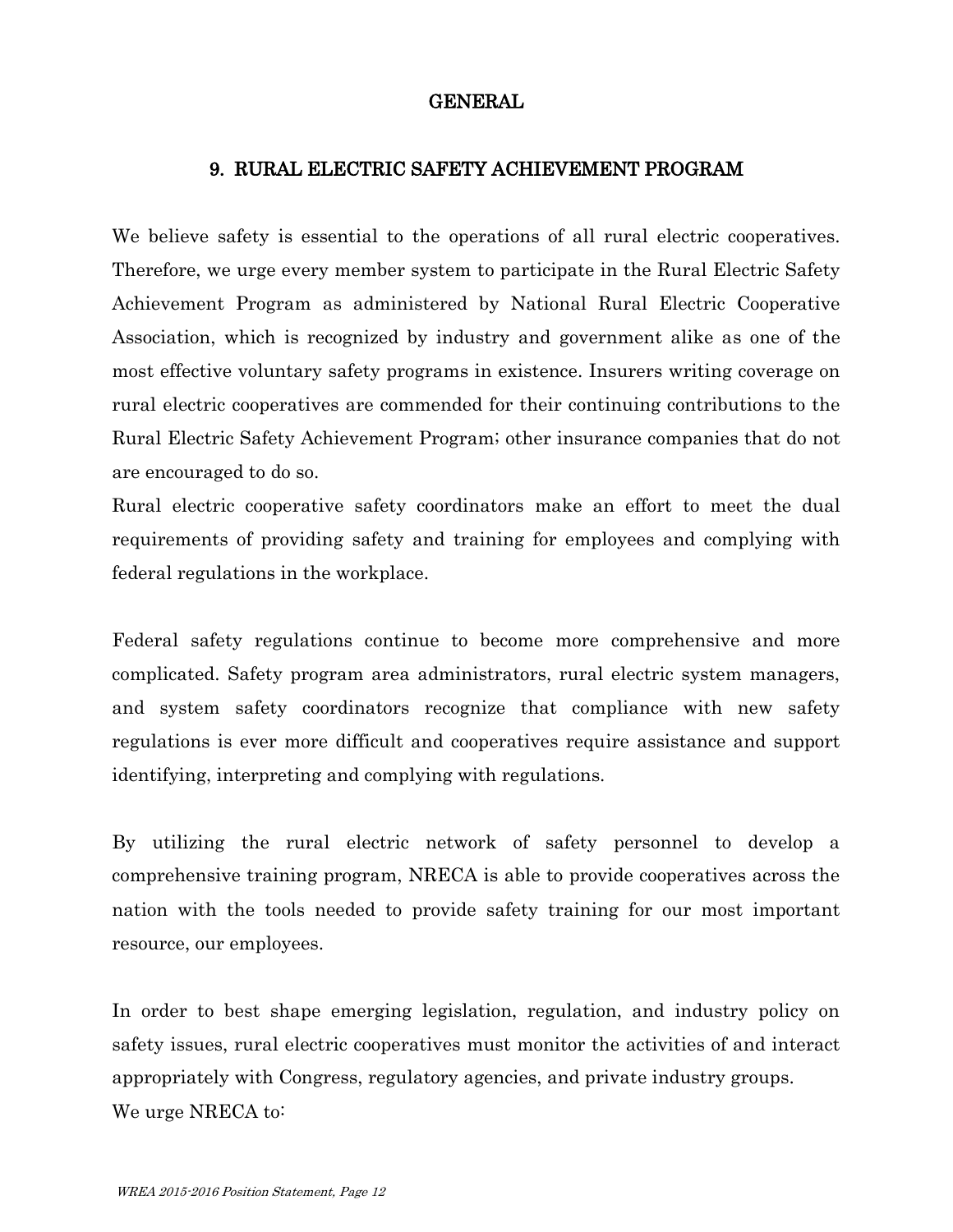## GENERAL

### 9. RURAL ELECTRIC SAFETY ACHIEVEMENT PROGRAM

We believe safety is essential to the operations of all rural electric cooperatives. Therefore, we urge every member system to participate in the Rural Electric Safety Achievement Program as administered by National Rural Electric Cooperative Association, which is recognized by industry and government alike as one of the most effective voluntary safety programs in existence. Insurers writing coverage on rural electric cooperatives are commended for their continuing contributions to the Rural Electric Safety Achievement Program; other insurance companies that do not are encouraged to do so.
Rural electric cooperative safety coordinators make an effort to meet the dual requirements of providing safety and training for employees and complying with federal regulations in the workplace.

Federal safety regulations continue to become more comprehensive and more complicated. Safety program area administrators, rural electric system managers, and system safety coordinators recognize that compliance with new safety regulations is ever more difficult and cooperatives require assistance and support identifying, interpreting and complying with regulations.

By utilizing the rural electric network of safety personnel to develop a comprehensive training program, NRECA is able to provide cooperatives across the nation with the tools needed to provide safety training for our most important resource, our employees.

In order to best shape emerging legislation, regulation, and industry policy on safety issues, rural electric cooperatives must monitor the activities of and interact appropriately with Congress, regulatory agencies, and private industry groups.
We urge NRECA to: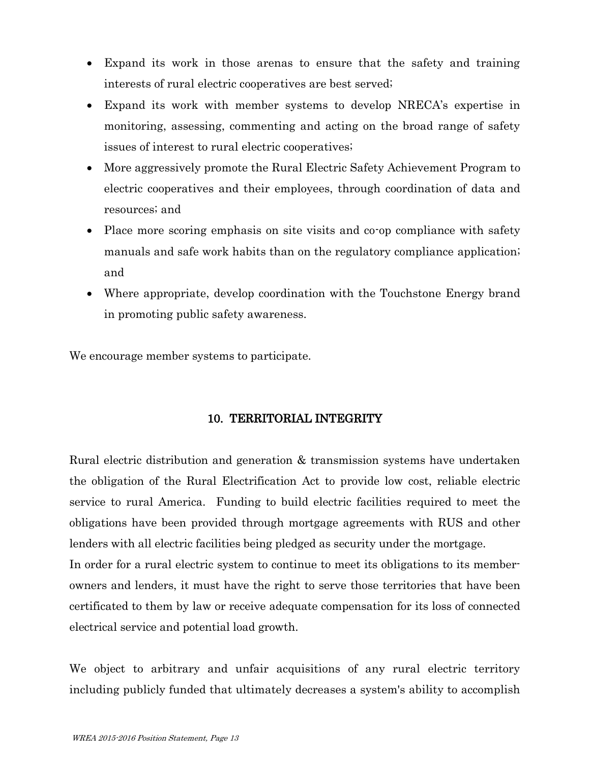- Expand its work in those arenas to ensure that the safety and training interests of rural electric cooperatives are best served;
- Expand its work with member systems to develop NRECA's expertise in monitoring, assessing, commenting and acting on the broad range of safety issues of interest to rural electric cooperatives;
- More aggressively promote the Rural Electric Safety Achievement Program to electric cooperatives and their employees, through coordination of data and resources; and
- Place more scoring emphasis on site visits and co-op compliance with safety manuals and safe work habits than on the regulatory compliance application; and
- Where appropriate, develop coordination with the Touchstone Energy brand in promoting public safety awareness.

We encourage member systems to participate.

## 10. TERRITORIAL INTEGRITY

Rural electric distribution and generation & transmission systems have undertaken the obligation of the Rural Electrification Act to provide low cost, reliable electric service to rural America. Funding to build electric facilities required to meet the obligations have been provided through mortgage agreements with RUS and other lenders with all electric facilities being pledged as security under the mortgage.
In order for a rural electric system to continue to meet its obligations to its member-owners and lenders, it must have the right to serve those territories that have been certificated to them by law or receive adequate compensation for its loss of connected electrical service and potential load growth.

We object to arbitrary and unfair acquisitions of any rural electric territory including publicly funded that ultimately decreases a system's ability to accomplish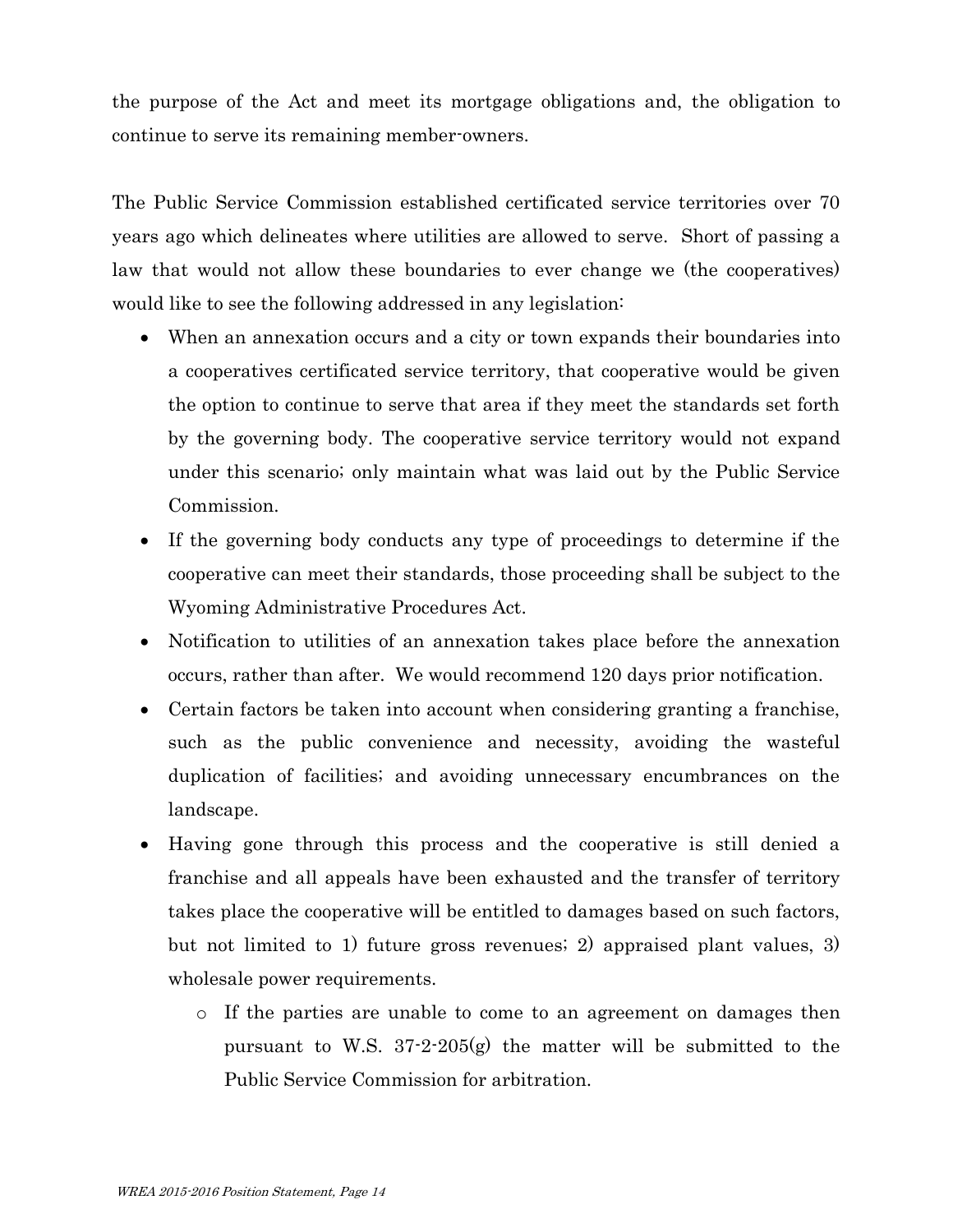the purpose of the Act and meet its mortgage obligations and, the obligation to continue to serve its remaining member-owners.

The Public Service Commission established certificated service territories over 70 years ago which delineates where utilities are allowed to serve. Short of passing a law that would not allow these boundaries to ever change we (the cooperatives) would like to see the following addressed in any legislation:

- When an annexation occurs and a city or town expands their boundaries into a cooperatives certificated service territory, that cooperative would be given the option to continue to serve that area if they meet the standards set forth by the governing body. The cooperative service territory would not expand under this scenario; only maintain what was laid out by the Public Service Commission.
- If the governing body conducts any type of proceedings to determine if the cooperative can meet their standards, those proceeding shall be subject to the Wyoming Administrative Procedures Act.
- Notification to utilities of an annexation takes place before the annexation occurs, rather than after. We would recommend 120 days prior notification.
- Certain factors be taken into account when considering granting a franchise, such as the public convenience and necessity, avoiding the wasteful duplication of facilities; and avoiding unnecessary encumbrances on the landscape.
- Having gone through this process and the cooperative is still denied a franchise and all appeals have been exhausted and the transfer of territory takes place the cooperative will be entitled to damages based on such factors, but not limited to 1) future gross revenues; 2) appraised plant values, 3) wholesale power requirements.
  - If the parties are unable to come to an agreement on damages then pursuant to W.S. 37-2-205(g) the matter will be submitted to the Public Service Commission for arbitration.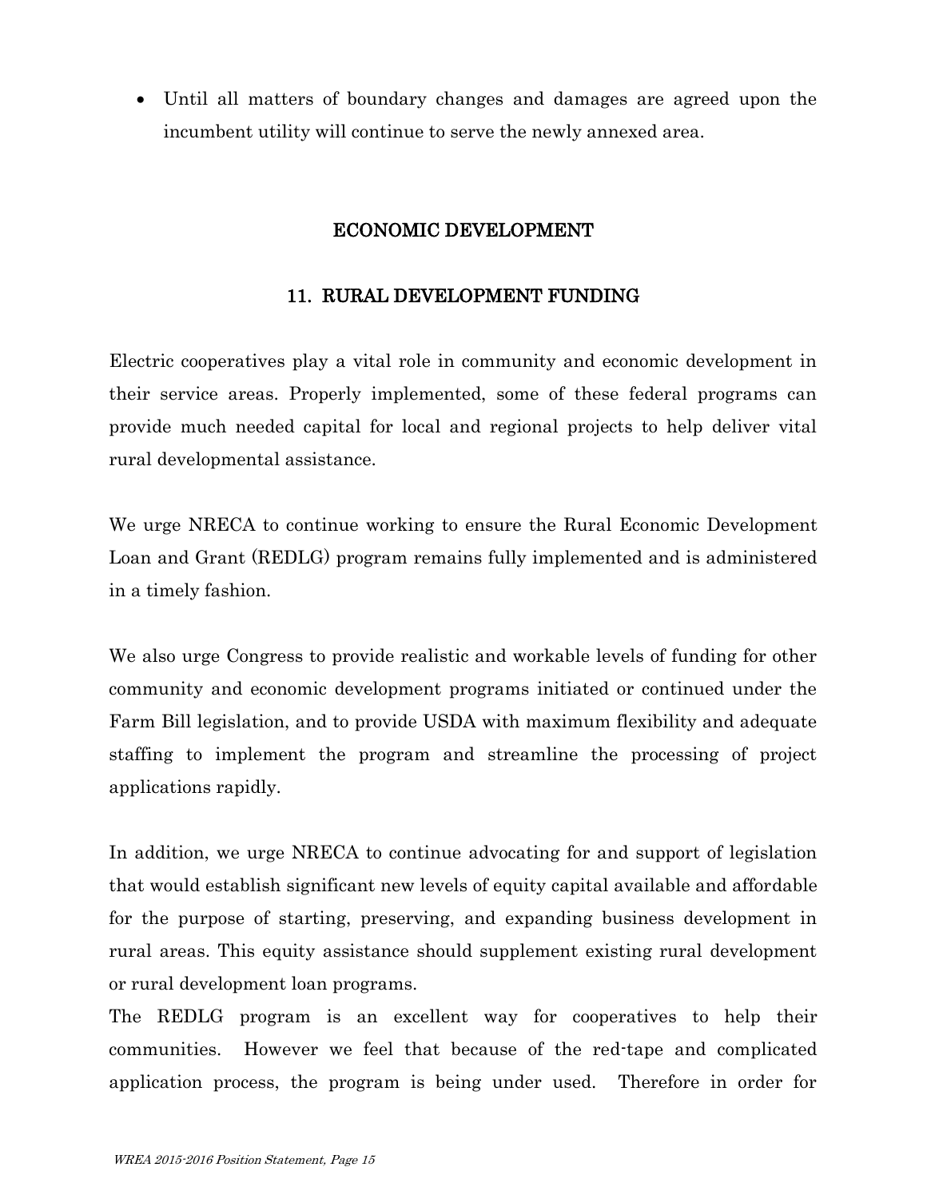- Until all matters of boundary changes and damages are agreed upon the incumbent utility will continue to serve the newly annexed area.

## ECONOMIC DEVELOPMENT

### 11. RURAL DEVELOPMENT FUNDING

Electric cooperatives play a vital role in community and economic development in their service areas. Properly implemented, some of these federal programs can provide much needed capital for local and regional projects to help deliver vital rural developmental assistance.

We urge NRECA to continue working to ensure the Rural Economic Development Loan and Grant (REDLG) program remains fully implemented and is administered in a timely fashion.

We also urge Congress to provide realistic and workable levels of funding for other community and economic development programs initiated or continued under the Farm Bill legislation, and to provide USDA with maximum flexibility and adequate staffing to implement the program and streamline the processing of project applications rapidly.

In addition, we urge NRECA to continue advocating for and support of legislation that would establish significant new levels of equity capital available and affordable for the purpose of starting, preserving, and expanding business development in rural areas. This equity assistance should supplement existing rural development or rural development loan programs.

The REDLG program is an excellent way for cooperatives to help their communities. However we feel that because of the red-tape and complicated application process, the program is being under used. Therefore in order for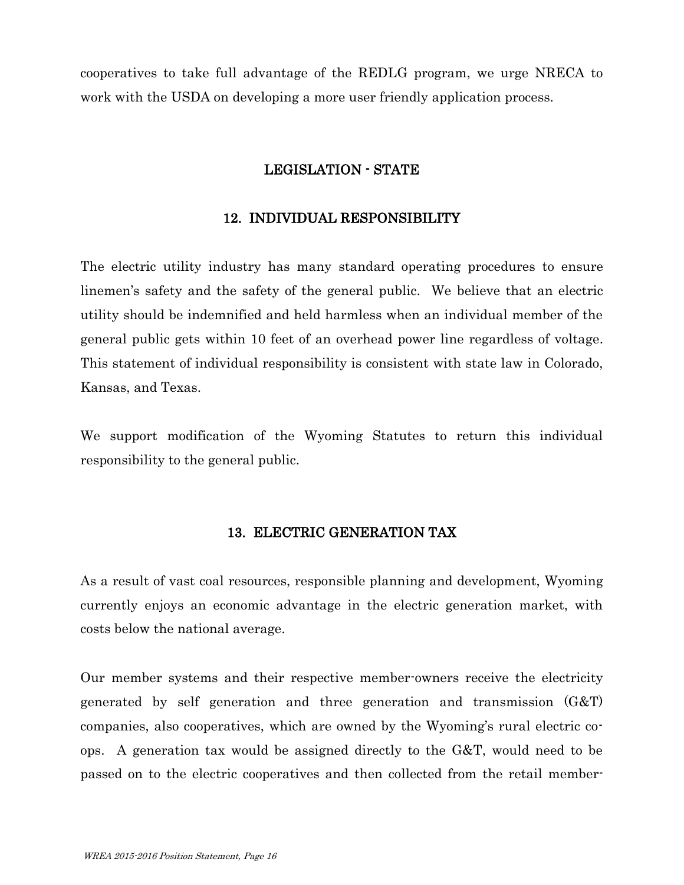cooperatives to take full advantage of the REDLG program, we urge NRECA to work with the USDA on developing a more user friendly application process.

## LEGISLATION - STATE

### 12. INDIVIDUAL RESPONSIBILITY

The electric utility industry has many standard operating procedures to ensure linemen's safety and the safety of the general public. We believe that an electric utility should be indemnified and held harmless when an individual member of the general public gets within 10 feet of an overhead power line regardless of voltage. This statement of individual responsibility is consistent with state law in Colorado, Kansas, and Texas.

We support modification of the Wyoming Statutes to return this individual responsibility to the general public.

### 13. ELECTRIC GENERATION TAX

As a result of vast coal resources, responsible planning and development, Wyoming currently enjoys an economic advantage in the electric generation market, with costs below the national average.

Our member systems and their respective member-owners receive the electricity generated by self generation and three generation and transmission (G&T) companies, also cooperatives, which are owned by the Wyoming's rural electric co-ops. A generation tax would be assigned directly to the G&T, would need to be passed on to the electric cooperatives and then collected from the retail member-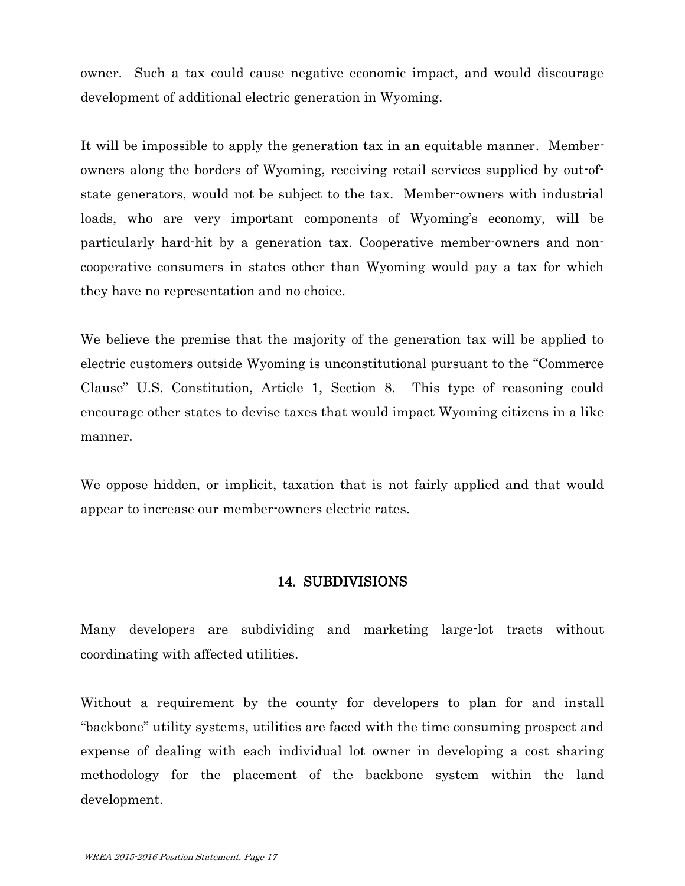owner. Such a tax could cause negative economic impact, and would discourage development of additional electric generation in Wyoming.

It will be impossible to apply the generation tax in an equitable manner. Member-owners along the borders of Wyoming, receiving retail services supplied by out-of-state generators, would not be subject to the tax. Member-owners with industrial loads, who are very important components of Wyoming's economy, will be particularly hard-hit by a generation tax. Cooperative member-owners and non-cooperative consumers in states other than Wyoming would pay a tax for which they have no representation and no choice.

We believe the premise that the majority of the generation tax will be applied to electric customers outside Wyoming is unconstitutional pursuant to the "Commerce Clause" U.S. Constitution, Article 1, Section 8. This type of reasoning could encourage other states to devise taxes that would impact Wyoming citizens in a like manner.

We oppose hidden, or implicit, taxation that is not fairly applied and that would appear to increase our member-owners electric rates.

## 14. SUBDIVISIONS

Many developers are subdividing and marketing large-lot tracts without coordinating with affected utilities.

Without a requirement by the county for developers to plan for and install "backbone" utility systems, utilities are faced with the time consuming prospect and expense of dealing with each individual lot owner in developing a cost sharing methodology for the placement of the backbone system within the land development.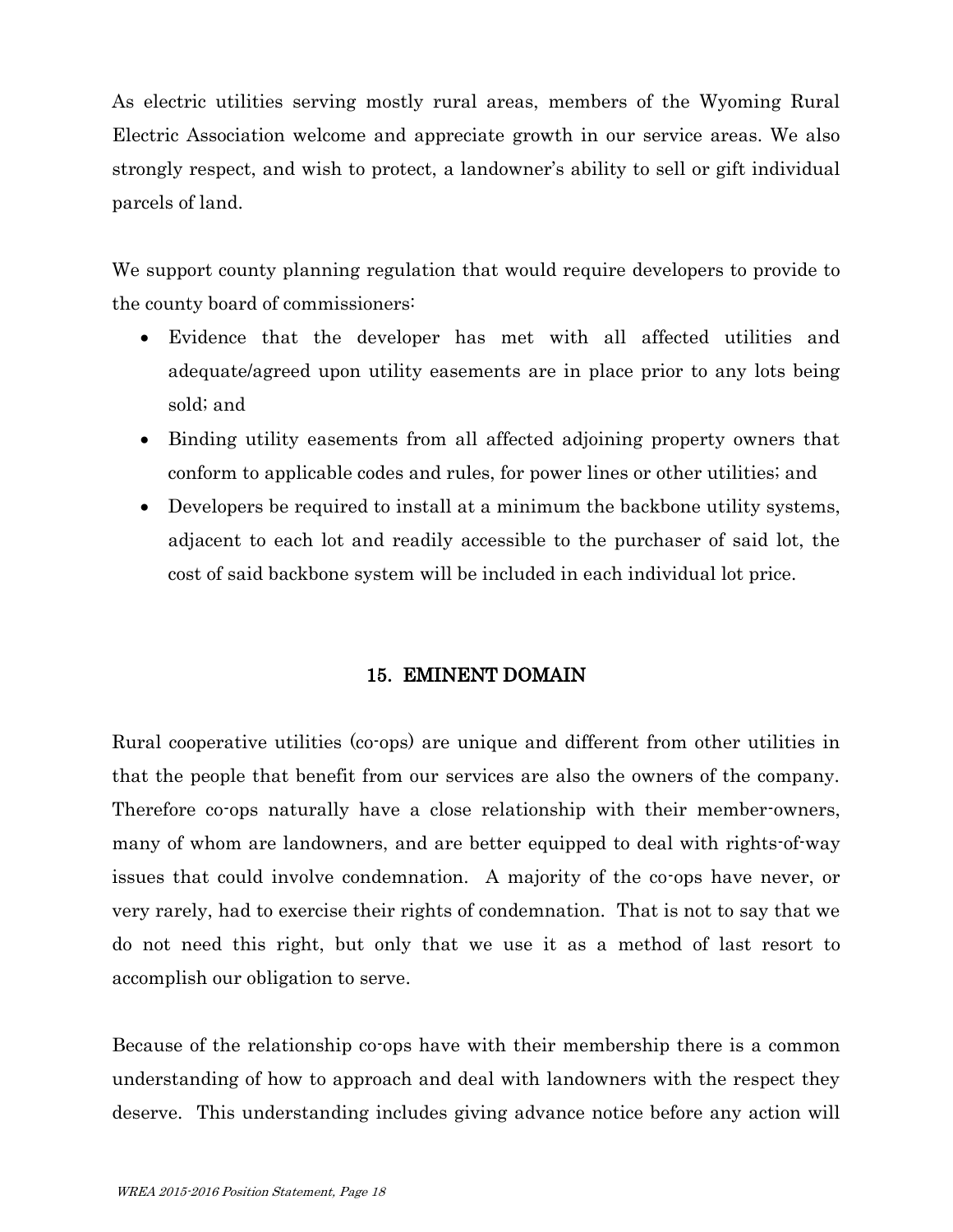As electric utilities serving mostly rural areas, members of the Wyoming Rural Electric Association welcome and appreciate growth in our service areas. We also strongly respect, and wish to protect, a landowner's ability to sell or gift individual parcels of land.

We support county planning regulation that would require developers to provide to the county board of commissioners:

- Evidence that the developer has met with all affected utilities and adequate/agreed upon utility easements are in place prior to any lots being sold; and
- Binding utility easements from all affected adjoining property owners that conform to applicable codes and rules, for power lines or other utilities; and
- Developers be required to install at a minimum the backbone utility systems, adjacent to each lot and readily accessible to the purchaser of said lot, the cost of said backbone system will be included in each individual lot price.

## 15. EMINENT DOMAIN

Rural cooperative utilities (co-ops) are unique and different from other utilities in that the people that benefit from our services are also the owners of the company. Therefore co-ops naturally have a close relationship with their member-owners, many of whom are landowners, and are better equipped to deal with rights-of-way issues that could involve condemnation. A majority of the co-ops have never, or very rarely, had to exercise their rights of condemnation. That is not to say that we do not need this right, but only that we use it as a method of last resort to accomplish our obligation to serve.

Because of the relationship co-ops have with their membership there is a common understanding of how to approach and deal with landowners with the respect they deserve. This understanding includes giving advance notice before any action will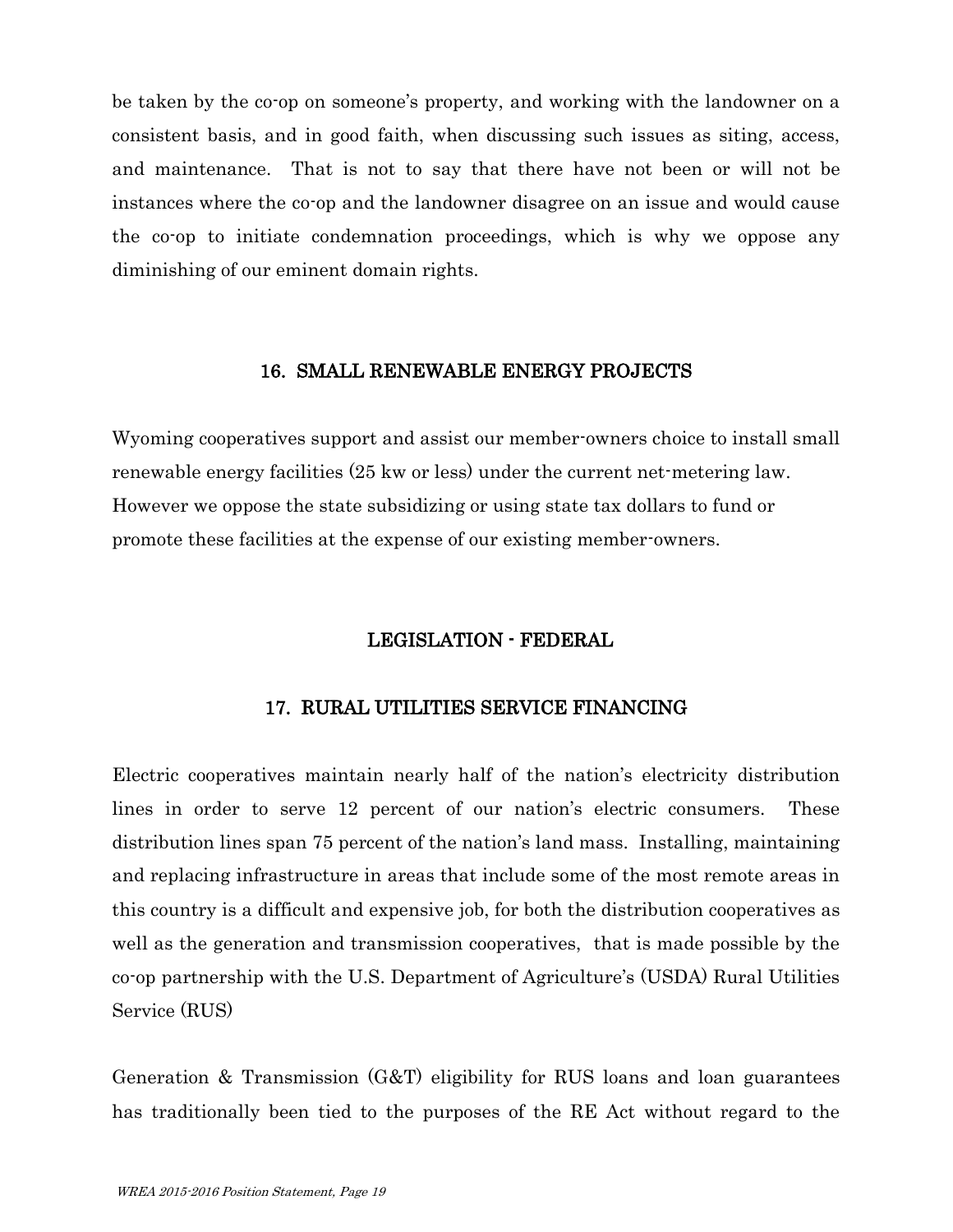be taken by the co-op on someone's property, and working with the landowner on a consistent basis, and in good faith, when discussing such issues as siting, access, and maintenance. That is not to say that there have not been or will not be instances where the co-op and the landowner disagree on an issue and would cause the co-op to initiate condemnation proceedings, which is why we oppose any diminishing of our eminent domain rights.

## 16. SMALL RENEWABLE ENERGY PROJECTS

Wyoming cooperatives support and assist our member-owners choice to install small renewable energy facilities (25 kw or less) under the current net-metering law. However we oppose the state subsidizing or using state tax dollars to fund or promote these facilities at the expense of our existing member-owners.

## LEGISLATION - FEDERAL

## 17. RURAL UTILITIES SERVICE FINANCING

Electric cooperatives maintain nearly half of the nation's electricity distribution lines in order to serve 12 percent of our nation's electric consumers. These distribution lines span 75 percent of the nation's land mass. Installing, maintaining and replacing infrastructure in areas that include some of the most remote areas in this country is a difficult and expensive job, for both the distribution cooperatives as well as the generation and transmission cooperatives, that is made possible by the co-op partnership with the U.S. Department of Agriculture's (USDA) Rural Utilities Service (RUS)

Generation & Transmission (G&T) eligibility for RUS loans and loan guarantees has traditionally been tied to the purposes of the RE Act without regard to the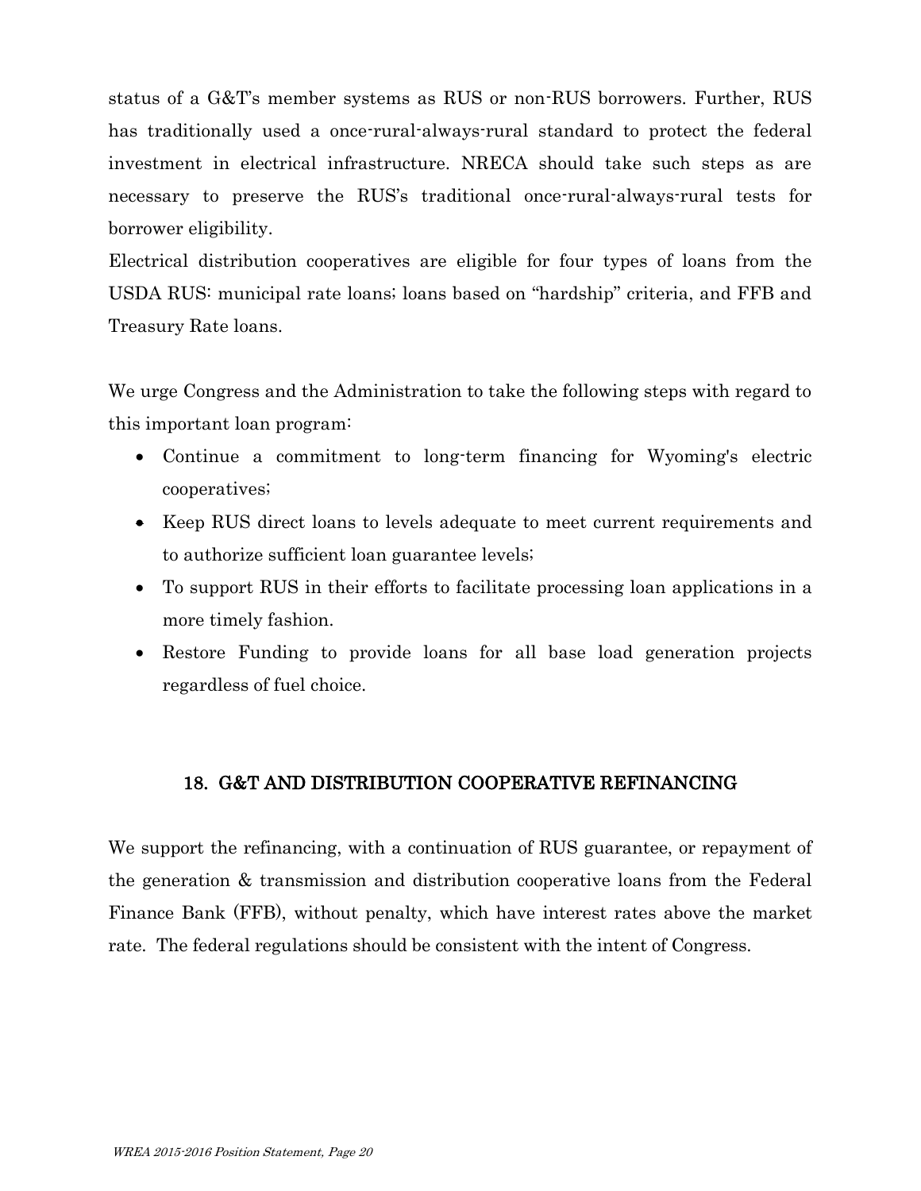status of a G&T's member systems as RUS or non-RUS borrowers. Further, RUS has traditionally used a once-rural-always-rural standard to protect the federal investment in electrical infrastructure. NRECA should take such steps as are necessary to preserve the RUS's traditional once-rural-always-rural tests for borrower eligibility.

Electrical distribution cooperatives are eligible for four types of loans from the USDA RUS: municipal rate loans; loans based on "hardship" criteria, and FFB and Treasury Rate loans.

We urge Congress and the Administration to take the following steps with regard to this important loan program:

- Continue a commitment to long-term financing for Wyoming's electric cooperatives;
- Keep RUS direct loans to levels adequate to meet current requirements and to authorize sufficient loan guarantee levels;
- To support RUS in their efforts to facilitate processing loan applications in a more timely fashion.
- Restore Funding to provide loans for all base load generation projects regardless of fuel choice.

## 18. G&T AND DISTRIBUTION COOPERATIVE REFINANCING

We support the refinancing, with a continuation of RUS guarantee, or repayment of the generation & transmission and distribution cooperative loans from the Federal Finance Bank (FFB), without penalty, which have interest rates above the market rate. The federal regulations should be consistent with the intent of Congress.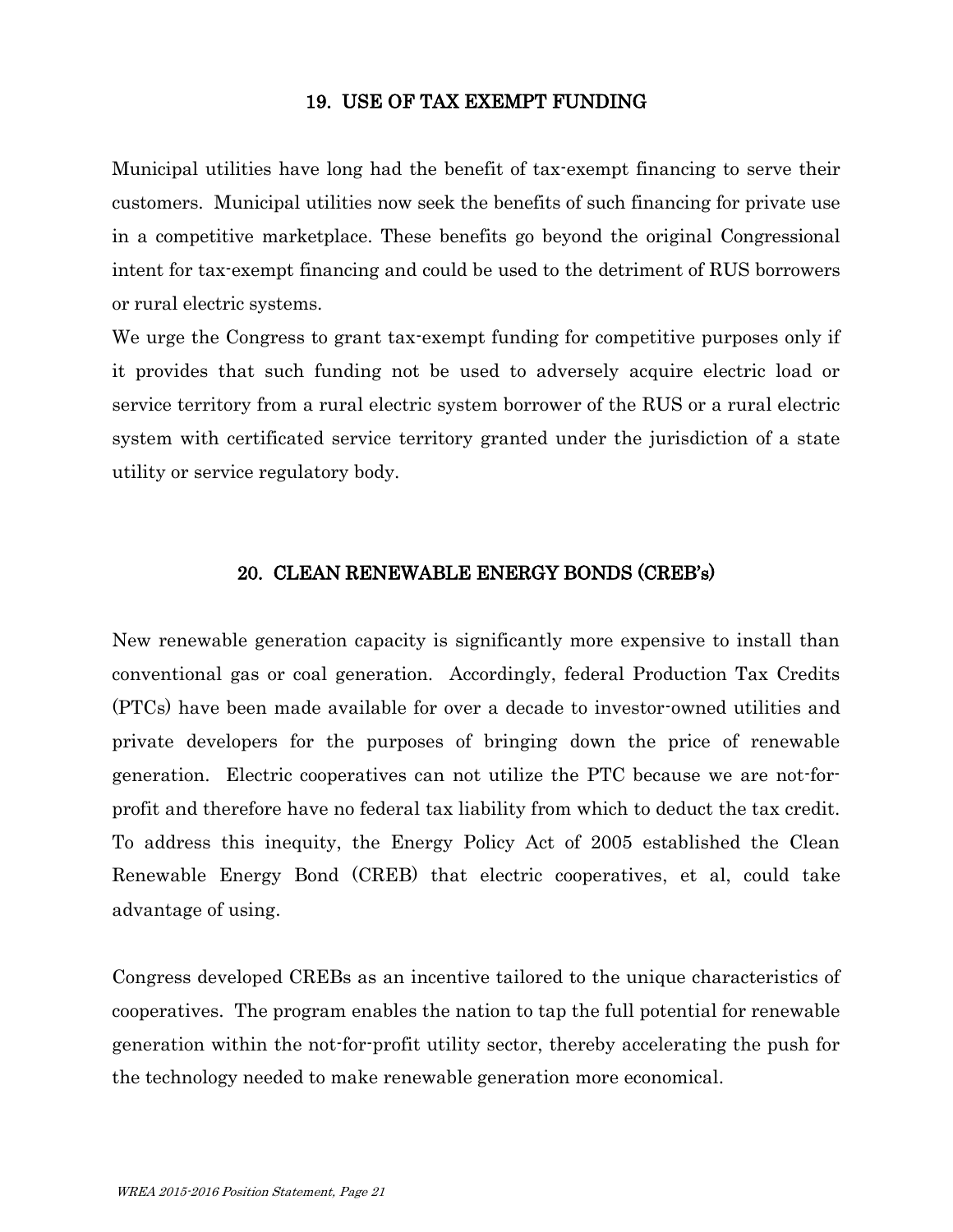## 19. USE OF TAX EXEMPT FUNDING

Municipal utilities have long had the benefit of tax-exempt financing to serve their customers. Municipal utilities now seek the benefits of such financing for private use in a competitive marketplace. These benefits go beyond the original Congressional intent for tax-exempt financing and could be used to the detriment of RUS borrowers or rural electric systems.

We urge the Congress to grant tax-exempt funding for competitive purposes only if it provides that such funding not be used to adversely acquire electric load or service territory from a rural electric system borrower of the RUS or a rural electric system with certificated service territory granted under the jurisdiction of a state utility or service regulatory body.

## 20. CLEAN RENEWABLE ENERGY BONDS (CREB's)

New renewable generation capacity is significantly more expensive to install than conventional gas or coal generation. Accordingly, federal Production Tax Credits (PTCs) have been made available for over a decade to investor-owned utilities and private developers for the purposes of bringing down the price of renewable generation. Electric cooperatives can not utilize the PTC because we are not-for-profit and therefore have no federal tax liability from which to deduct the tax credit. To address this inequity, the Energy Policy Act of 2005 established the Clean Renewable Energy Bond (CREB) that electric cooperatives, et al, could take advantage of using.

Congress developed CREBs as an incentive tailored to the unique characteristics of cooperatives. The program enables the nation to tap the full potential for renewable generation within the not-for-profit utility sector, thereby accelerating the push for the technology needed to make renewable generation more economical.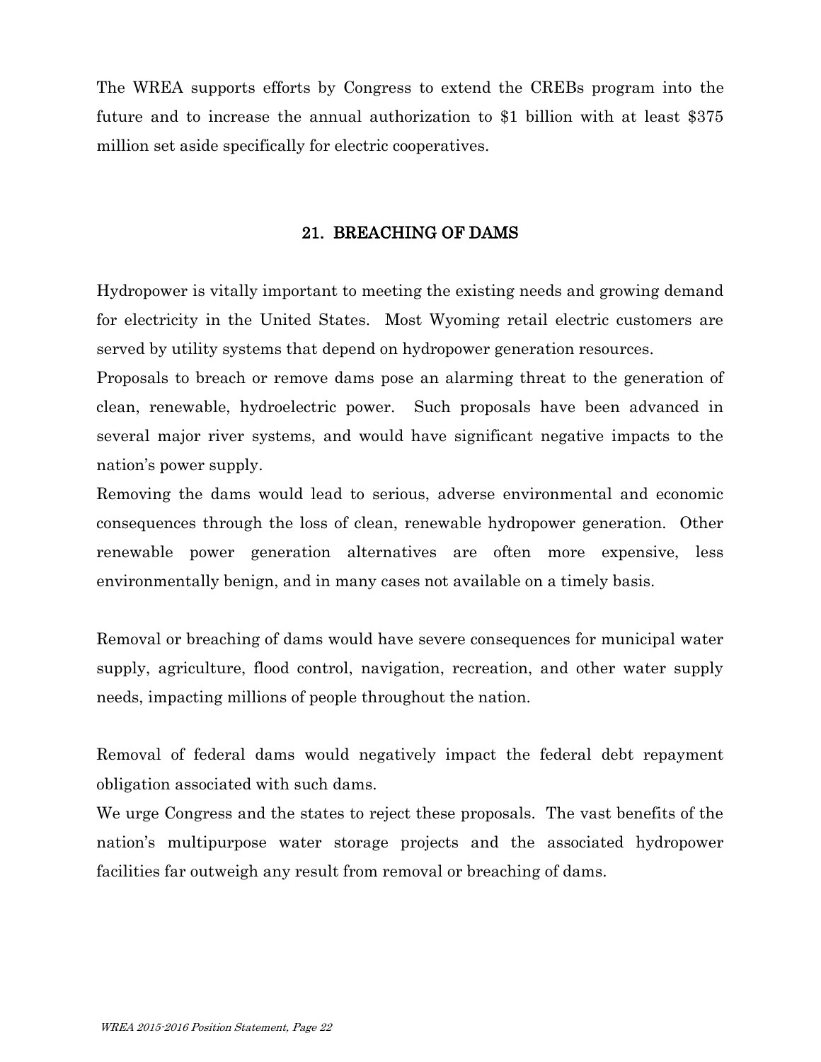The WREA supports efforts by Congress to extend the CREBs program into the future and to increase the annual authorization to $1 billion with at least $375 million set aside specifically for electric cooperatives.

## 21. BREACHING OF DAMS

Hydropower is vitally important to meeting the existing needs and growing demand for electricity in the United States. Most Wyoming retail electric customers are served by utility systems that depend on hydropower generation resources.

Proposals to breach or remove dams pose an alarming threat to the generation of clean, renewable, hydroelectric power. Such proposals have been advanced in several major river systems, and would have significant negative impacts to the nation's power supply.

Removing the dams would lead to serious, adverse environmental and economic consequences through the loss of clean, renewable hydropower generation. Other renewable power generation alternatives are often more expensive, less environmentally benign, and in many cases not available on a timely basis.

Removal or breaching of dams would have severe consequences for municipal water supply, agriculture, flood control, navigation, recreation, and other water supply needs, impacting millions of people throughout the nation.

Removal of federal dams would negatively impact the federal debt repayment obligation associated with such dams.

We urge Congress and the states to reject these proposals. The vast benefits of the nation's multipurpose water storage projects and the associated hydropower facilities far outweigh any result from removal or breaching of dams.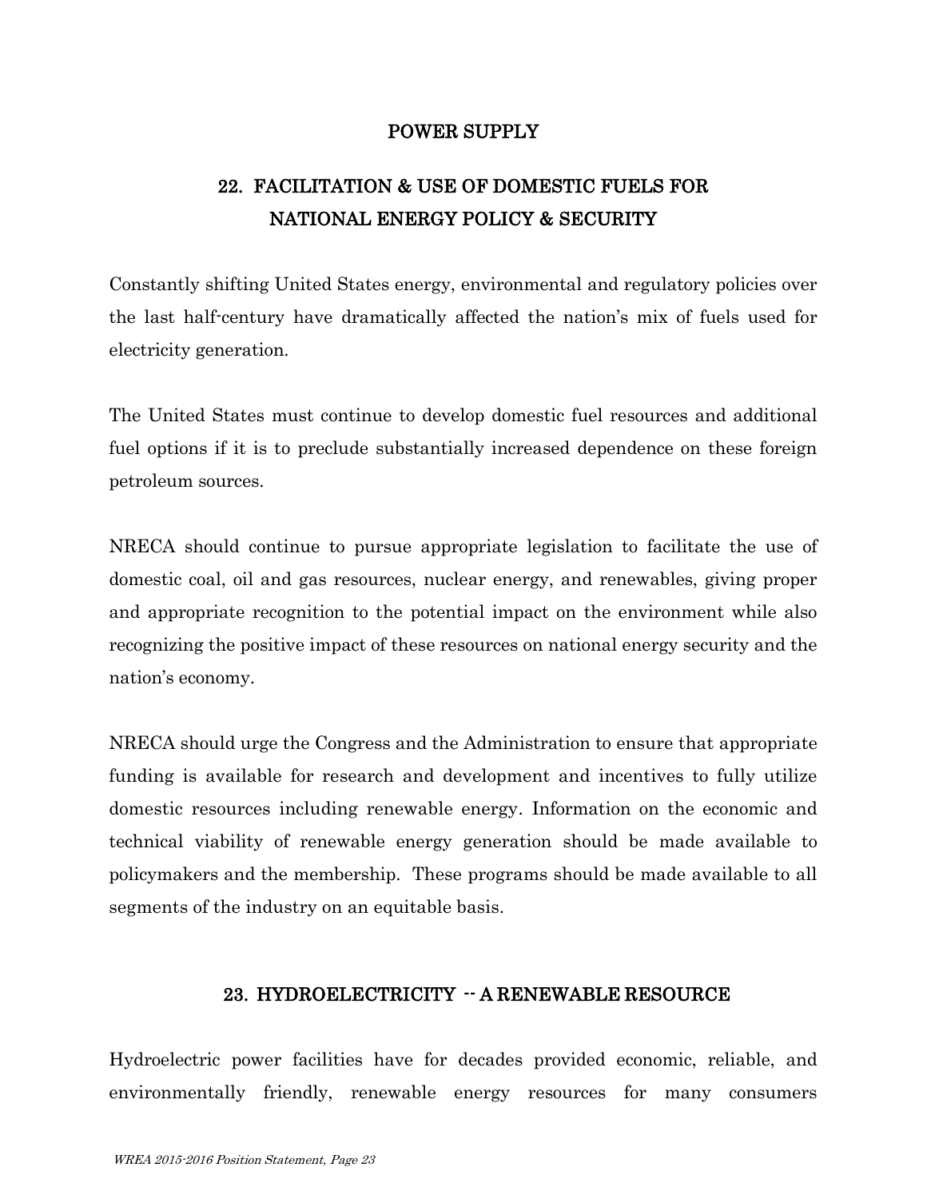# POWER SUPPLY

## 22. FACILITATION & USE OF DOMESTIC FUELS FOR NATIONAL ENERGY POLICY & SECURITY

Constantly shifting United States energy, environmental and regulatory policies over the last half-century have dramatically affected the nation's mix of fuels used for electricity generation.

The United States must continue to develop domestic fuel resources and additional fuel options if it is to preclude substantially increased dependence on these foreign petroleum sources.

NRECA should continue to pursue appropriate legislation to facilitate the use of domestic coal, oil and gas resources, nuclear energy, and renewables, giving proper and appropriate recognition to the potential impact on the environment while also recognizing the positive impact of these resources on national energy security and the nation's economy.

NRECA should urge the Congress and the Administration to ensure that appropriate funding is available for research and development and incentives to fully utilize domestic resources including renewable energy. Information on the economic and technical viability of renewable energy generation should be made available to policymakers and the membership. These programs should be made available to all segments of the industry on an equitable basis.

## 23. HYDROELECTRICITY -- A RENEWABLE RESOURCE

Hydroelectric power facilities have for decades provided economic, reliable, and environmentally friendly, renewable energy resources for many consumers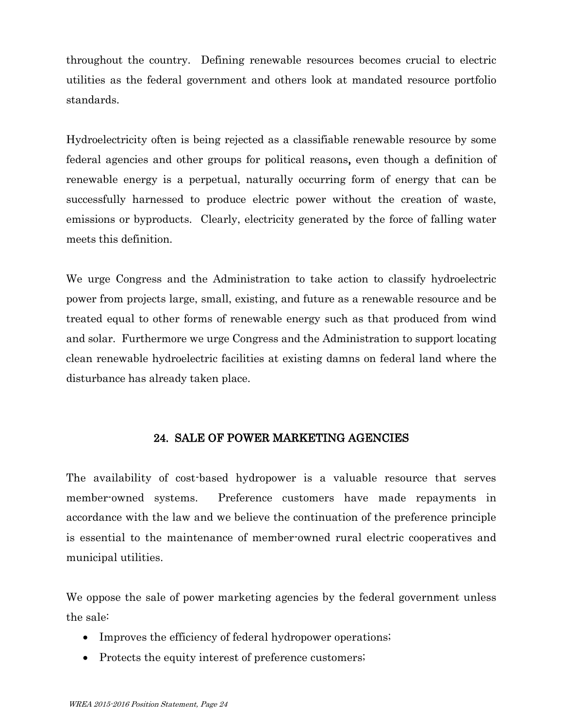throughout the country. Defining renewable resources becomes crucial to electric utilities as the federal government and others look at mandated resource portfolio standards.

Hydroelectricity often is being rejected as a classifiable renewable resource by some federal agencies and other groups for political reasons, even though a definition of renewable energy is a perpetual, naturally occurring form of energy that can be successfully harnessed to produce electric power without the creation of waste, emissions or byproducts. Clearly, electricity generated by the force of falling water meets this definition.

We urge Congress and the Administration to take action to classify hydroelectric power from projects large, small, existing, and future as a renewable resource and be treated equal to other forms of renewable energy such as that produced from wind and solar. Furthermore we urge Congress and the Administration to support locating clean renewable hydroelectric facilities at existing damns on federal land where the disturbance has already taken place.

## 24. SALE OF POWER MARKETING AGENCIES

The availability of cost-based hydropower is a valuable resource that serves member-owned systems. Preference customers have made repayments in accordance with the law and we believe the continuation of the preference principle is essential to the maintenance of member-owned rural electric cooperatives and municipal utilities.

We oppose the sale of power marketing agencies by the federal government unless the sale:

- Improves the efficiency of federal hydropower operations;
- Protects the equity interest of preference customers;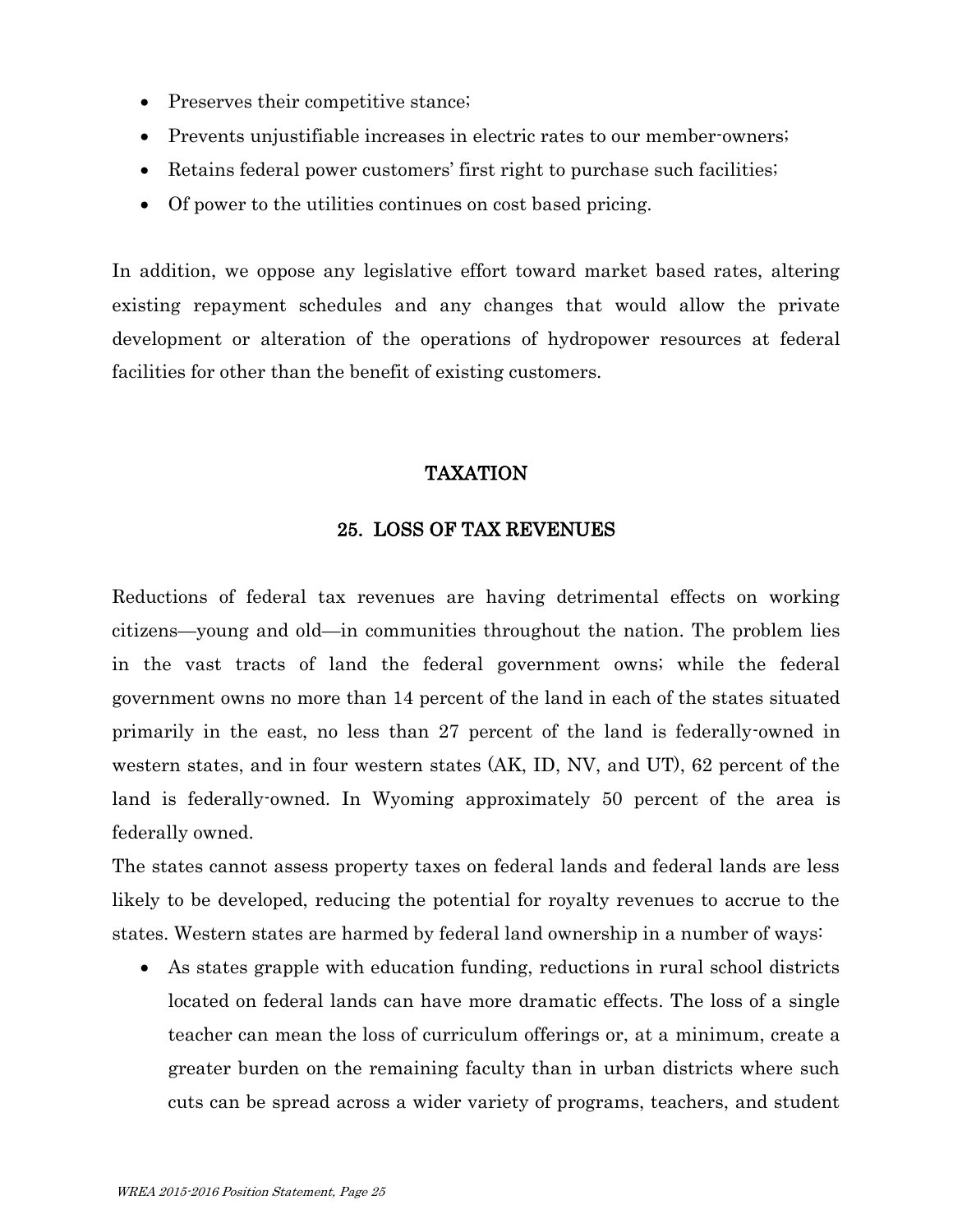- Preserves their competitive stance;
- Prevents unjustifiable increases in electric rates to our member-owners;
- Retains federal power customers' first right to purchase such facilities;
- Of power to the utilities continues on cost based pricing.

In addition, we oppose any legislative effort toward market based rates, altering existing repayment schedules and any changes that would allow the private development or alteration of the operations of hydropower resources at federal facilities for other than the benefit of existing customers.

## TAXATION

### 25. LOSS OF TAX REVENUES

Reductions of federal tax revenues are having detrimental effects on working citizens—young and old—in communities throughout the nation. The problem lies in the vast tracts of land the federal government owns; while the federal government owns no more than 14 percent of the land in each of the states situated primarily in the east, no less than 27 percent of the land is federally-owned in western states, and in four western states (AK, ID, NV, and UT), 62 percent of the land is federally-owned. In Wyoming approximately 50 percent of the area is federally owned.

The states cannot assess property taxes on federal lands and federal lands are less likely to be developed, reducing the potential for royalty revenues to accrue to the states. Western states are harmed by federal land ownership in a number of ways:

- As states grapple with education funding, reductions in rural school districts located on federal lands can have more dramatic effects. The loss of a single teacher can mean the loss of curriculum offerings or, at a minimum, create a greater burden on the remaining faculty than in urban districts where such cuts can be spread across a wider variety of programs, teachers, and student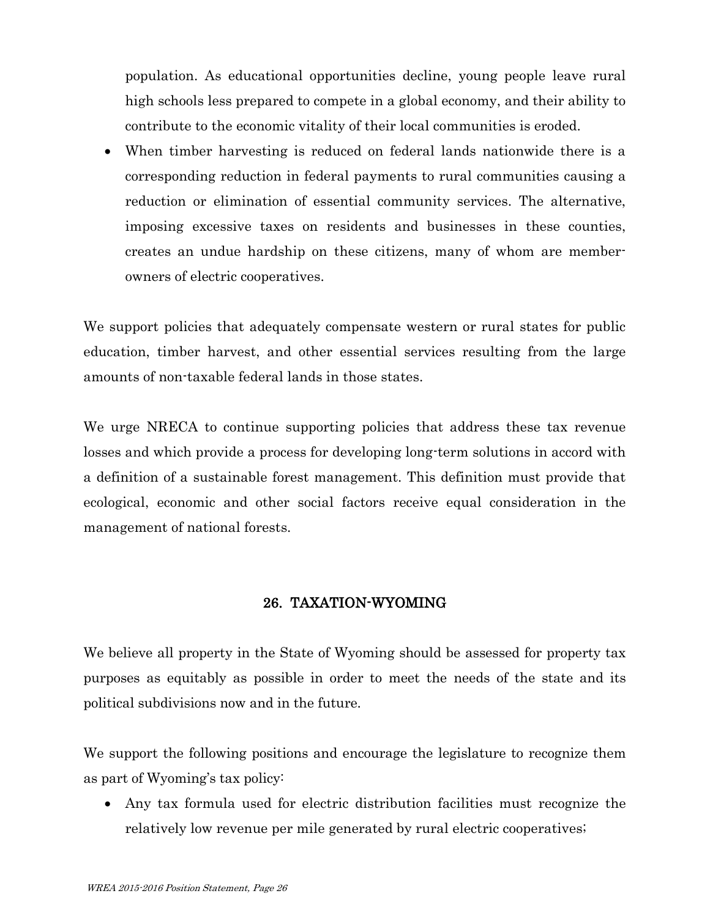population. As educational opportunities decline, young people leave rural high schools less prepared to compete in a global economy, and their ability to contribute to the economic vitality of their local communities is eroded.

- When timber harvesting is reduced on federal lands nationwide there is a corresponding reduction in federal payments to rural communities causing a reduction or elimination of essential community services. The alternative, imposing excessive taxes on residents and businesses in these counties, creates an undue hardship on these citizens, many of whom are member-owners of electric cooperatives.

We support policies that adequately compensate western or rural states for public education, timber harvest, and other essential services resulting from the large amounts of non-taxable federal lands in those states.

We urge NRECA to continue supporting policies that address these tax revenue losses and which provide a process for developing long-term solutions in accord with a definition of a sustainable forest management. This definition must provide that ecological, economic and other social factors receive equal consideration in the management of national forests.

## 26. TAXATION-WYOMING

We believe all property in the State of Wyoming should be assessed for property tax purposes as equitably as possible in order to meet the needs of the state and its political subdivisions now and in the future.

We support the following positions and encourage the legislature to recognize them as part of Wyoming's tax policy:

- Any tax formula used for electric distribution facilities must recognize the relatively low revenue per mile generated by rural electric cooperatives;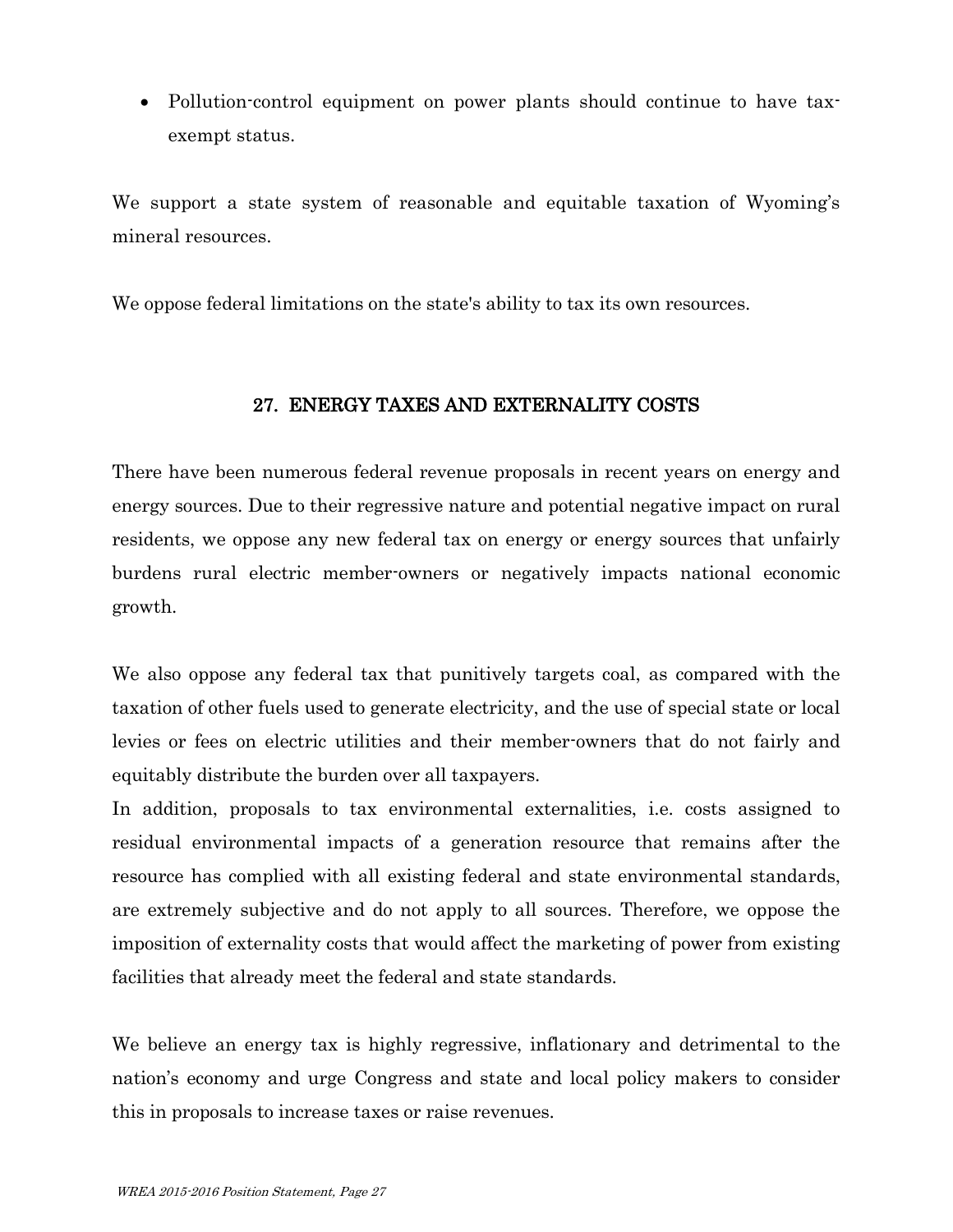- Pollution-control equipment on power plants should continue to have tax-exempt status.

We support a state system of reasonable and equitable taxation of Wyoming's mineral resources.

We oppose federal limitations on the state's ability to tax its own resources.

## 27. ENERGY TAXES AND EXTERNALITY COSTS

There have been numerous federal revenue proposals in recent years on energy and energy sources. Due to their regressive nature and potential negative impact on rural residents, we oppose any new federal tax on energy or energy sources that unfairly burdens rural electric member-owners or negatively impacts national economic growth.

We also oppose any federal tax that punitively targets coal, as compared with the taxation of other fuels used to generate electricity, and the use of special state or local levies or fees on electric utilities and their member-owners that do not fairly and equitably distribute the burden over all taxpayers.

In addition, proposals to tax environmental externalities, i.e. costs assigned to residual environmental impacts of a generation resource that remains after the resource has complied with all existing federal and state environmental standards, are extremely subjective and do not apply to all sources. Therefore, we oppose the imposition of externality costs that would affect the marketing of power from existing facilities that already meet the federal and state standards.

We believe an energy tax is highly regressive, inflationary and detrimental to the nation's economy and urge Congress and state and local policy makers to consider this in proposals to increase taxes or raise revenues.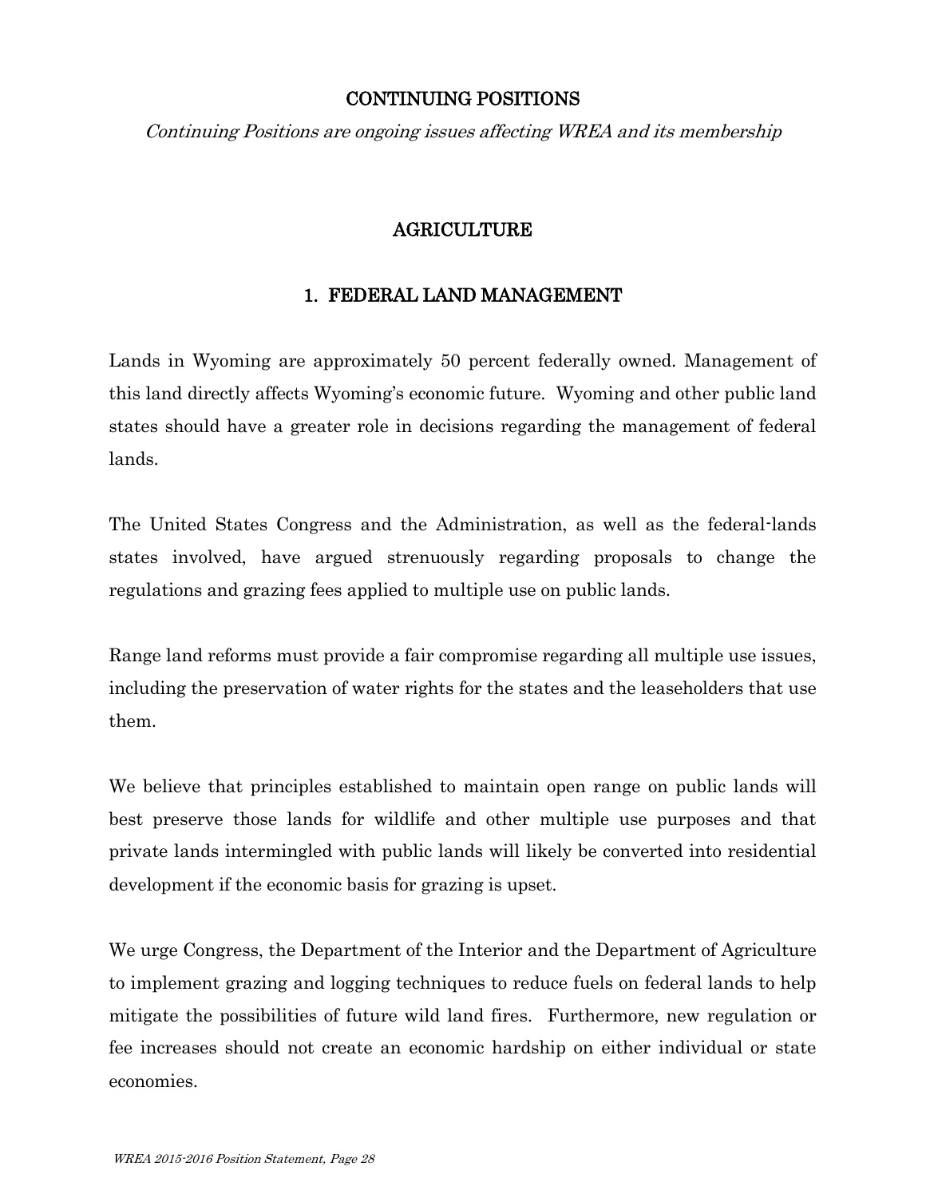# CONTINUING POSITIONS

*Continuing Positions are ongoing issues affecting WREA and its membership*

## AGRICULTURE

### 1. FEDERAL LAND MANAGEMENT

Lands in Wyoming are approximately 50 percent federally owned. Management of this land directly affects Wyoming's economic future. Wyoming and other public land states should have a greater role in decisions regarding the management of federal lands.

The United States Congress and the Administration, as well as the federal-lands states involved, have argued strenuously regarding proposals to change the regulations and grazing fees applied to multiple use on public lands.

Range land reforms must provide a fair compromise regarding all multiple use issues, including the preservation of water rights for the states and the leaseholders that use them.

We believe that principles established to maintain open range on public lands will best preserve those lands for wildlife and other multiple use purposes and that private lands intermingled with public lands will likely be converted into residential development if the economic basis for grazing is upset.

We urge Congress, the Department of the Interior and the Department of Agriculture to implement grazing and logging techniques to reduce fuels on federal lands to help mitigate the possibilities of future wild land fires. Furthermore, new regulation or fee increases should not create an economic hardship on either individual or state economies.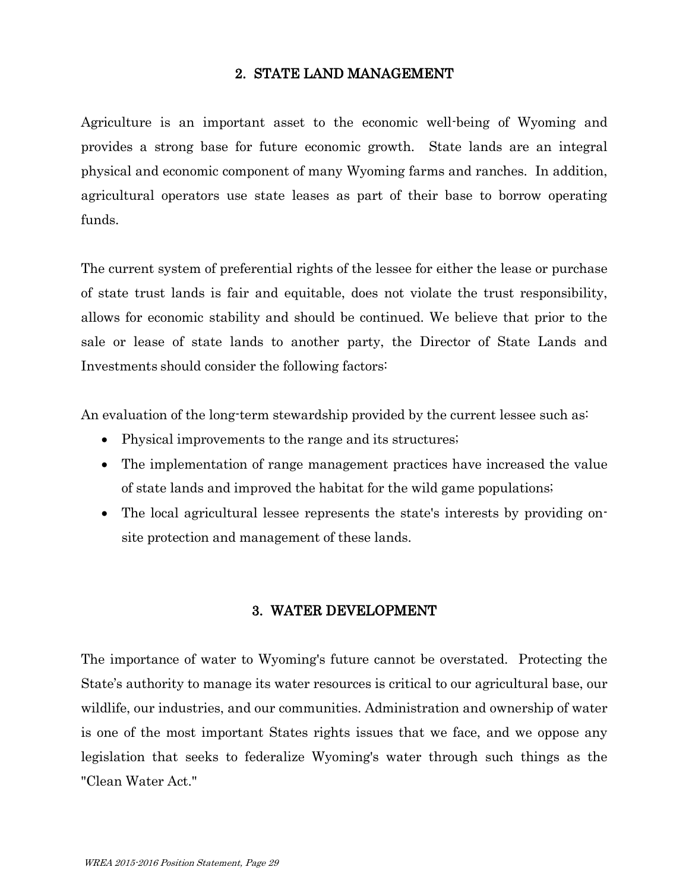## 2. STATE LAND MANAGEMENT

Agriculture is an important asset to the economic well-being of Wyoming and provides a strong base for future economic growth. State lands are an integral physical and economic component of many Wyoming farms and ranches. In addition, agricultural operators use state leases as part of their base to borrow operating funds.

The current system of preferential rights of the lessee for either the lease or purchase of state trust lands is fair and equitable, does not violate the trust responsibility, allows for economic stability and should be continued. We believe that prior to the sale or lease of state lands to another party, the Director of State Lands and Investments should consider the following factors:

An evaluation of the long-term stewardship provided by the current lessee such as:

- Physical improvements to the range and its structures;
- The implementation of range management practices have increased the value of state lands and improved the habitat for the wild game populations;
- The local agricultural lessee represents the state's interests by providing on-site protection and management of these lands.

## 3. WATER DEVELOPMENT

The importance of water to Wyoming's future cannot be overstated. Protecting the State's authority to manage its water resources is critical to our agricultural base, our wildlife, our industries, and our communities. Administration and ownership of water is one of the most important States rights issues that we face, and we oppose any legislation that seeks to federalize Wyoming's water through such things as the "Clean Water Act."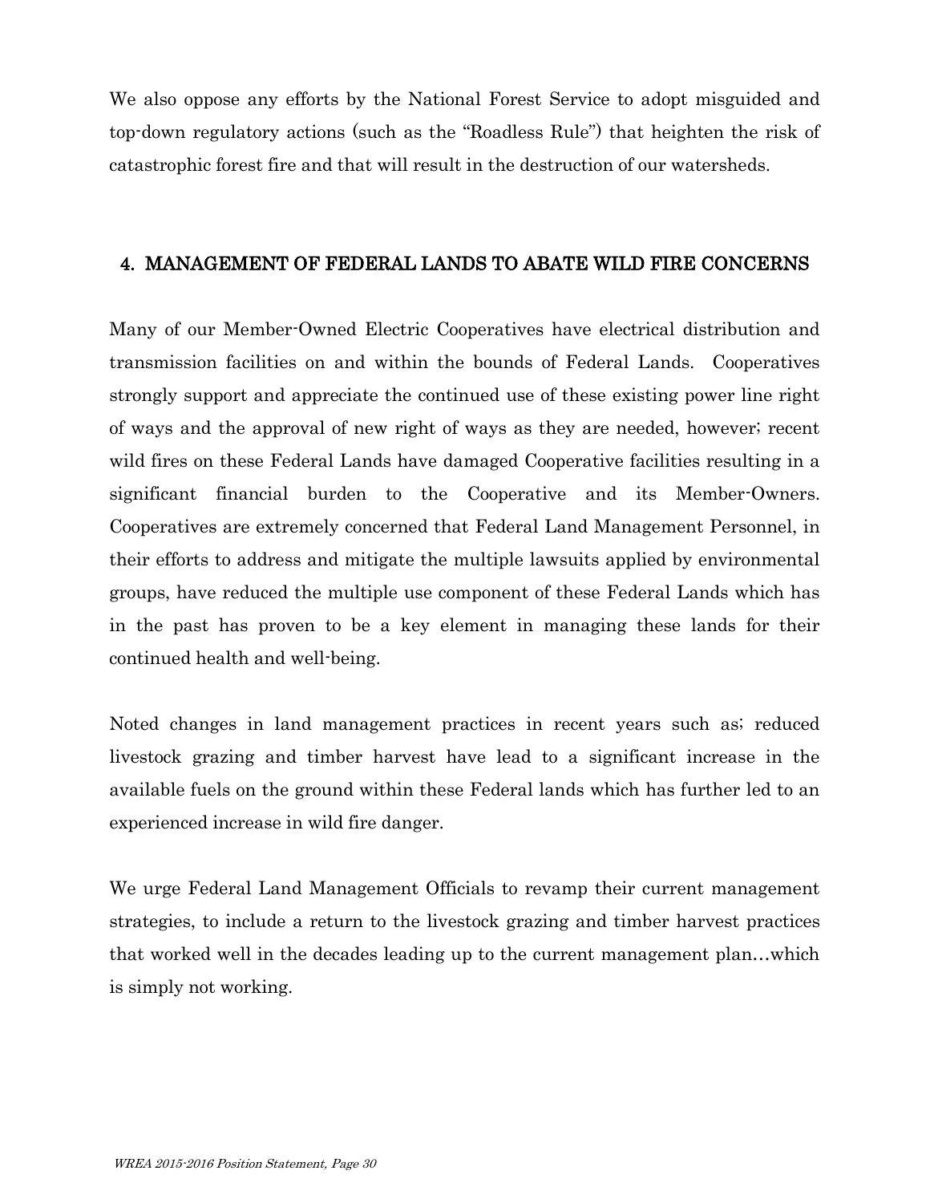We also oppose any efforts by the National Forest Service to adopt misguided and top-down regulatory actions (such as the "Roadless Rule") that heighten the risk of catastrophic forest fire and that will result in the destruction of our watersheds.

## 4. MANAGEMENT OF FEDERAL LANDS TO ABATE WILD FIRE CONCERNS

Many of our Member-Owned Electric Cooperatives have electrical distribution and transmission facilities on and within the bounds of Federal Lands. Cooperatives strongly support and appreciate the continued use of these existing power line right of ways and the approval of new right of ways as they are needed, however; recent wild fires on these Federal Lands have damaged Cooperative facilities resulting in a significant financial burden to the Cooperative and its Member-Owners. Cooperatives are extremely concerned that Federal Land Management Personnel, in their efforts to address and mitigate the multiple lawsuits applied by environmental groups, have reduced the multiple use component of these Federal Lands which has in the past has proven to be a key element in managing these lands for their continued health and well-being.

Noted changes in land management practices in recent years such as; reduced livestock grazing and timber harvest have lead to a significant increase in the available fuels on the ground within these Federal lands which has further led to an experienced increase in wild fire danger.

We urge Federal Land Management Officials to revamp their current management strategies, to include a return to the livestock grazing and timber harvest practices that worked well in the decades leading up to the current management plan…which is simply not working.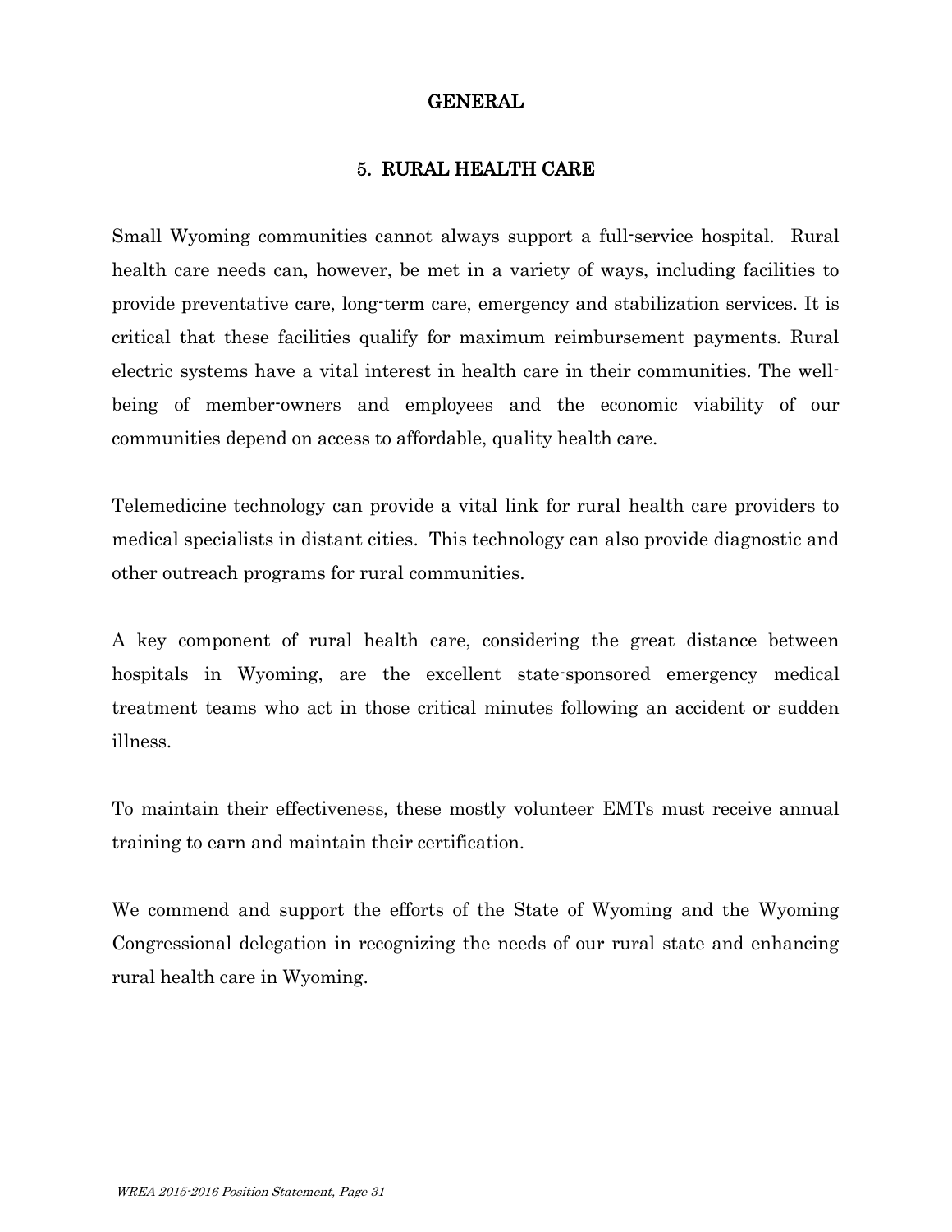# GENERAL

## 5. RURAL HEALTH CARE

Small Wyoming communities cannot always support a full-service hospital. Rural health care needs can, however, be met in a variety of ways, including facilities to provide preventative care, long-term care, emergency and stabilization services. It is critical that these facilities qualify for maximum reimbursement payments. Rural electric systems have a vital interest in health care in their communities. The well-being of member-owners and employees and the economic viability of our communities depend on access to affordable, quality health care.

Telemedicine technology can provide a vital link for rural health care providers to medical specialists in distant cities. This technology can also provide diagnostic and other outreach programs for rural communities.

A key component of rural health care, considering the great distance between hospitals in Wyoming, are the excellent state-sponsored emergency medical treatment teams who act in those critical minutes following an accident or sudden illness.

To maintain their effectiveness, these mostly volunteer EMTs must receive annual training to earn and maintain their certification.

We commend and support the efforts of the State of Wyoming and the Wyoming Congressional delegation in recognizing the needs of our rural state and enhancing rural health care in Wyoming.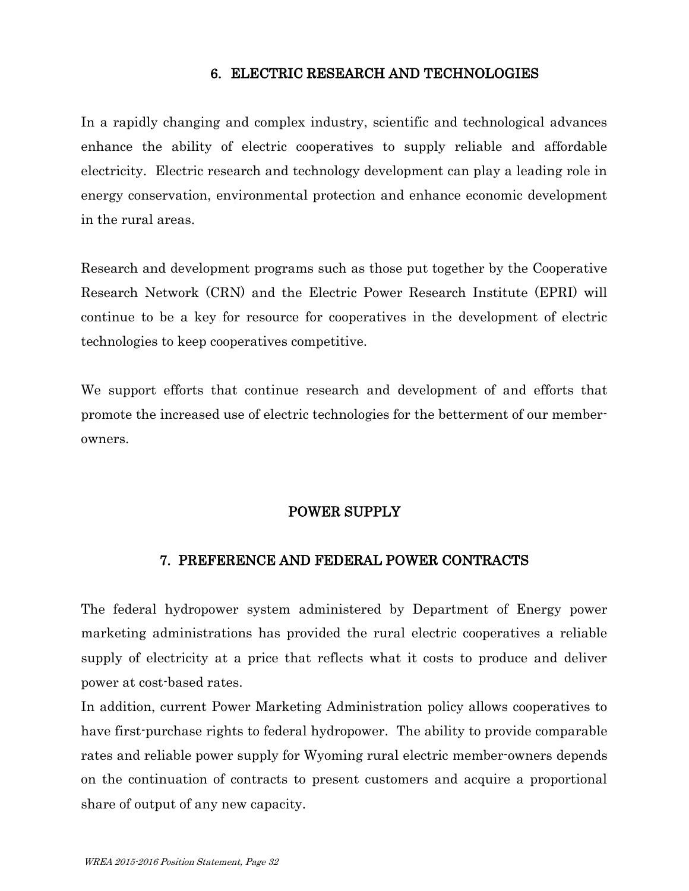## 6. ELECTRIC RESEARCH AND TECHNOLOGIES

In a rapidly changing and complex industry, scientific and technological advances enhance the ability of electric cooperatives to supply reliable and affordable electricity. Electric research and technology development can play a leading role in energy conservation, environmental protection and enhance economic development in the rural areas.

Research and development programs such as those put together by the Cooperative Research Network (CRN) and the Electric Power Research Institute (EPRI) will continue to be a key for resource for cooperatives in the development of electric technologies to keep cooperatives competitive.

We support efforts that continue research and development of and efforts that promote the increased use of electric technologies for the betterment of our member-owners.

# POWER SUPPLY

## 7. PREFERENCE AND FEDERAL POWER CONTRACTS

The federal hydropower system administered by Department of Energy power marketing administrations has provided the rural electric cooperatives a reliable supply of electricity at a price that reflects what it costs to produce and deliver power at cost-based rates.

In addition, current Power Marketing Administration policy allows cooperatives to have first-purchase rights to federal hydropower. The ability to provide comparable rates and reliable power supply for Wyoming rural electric member-owners depends on the continuation of contracts to present customers and acquire a proportional share of output of any new capacity.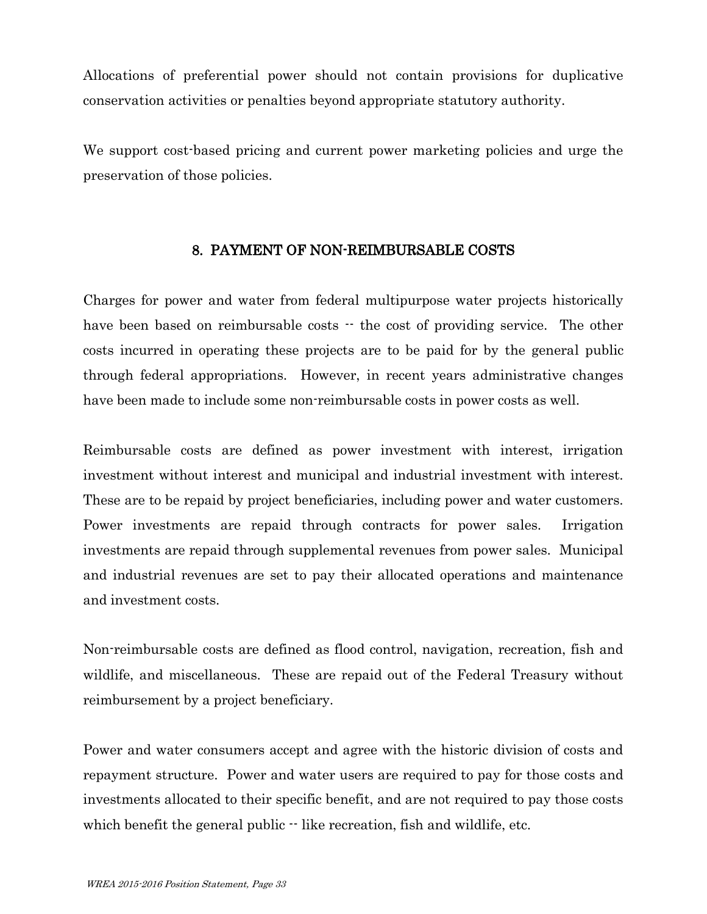Allocations of preferential power should not contain provisions for duplicative conservation activities or penalties beyond appropriate statutory authority.

We support cost-based pricing and current power marketing policies and urge the preservation of those policies.

## 8. PAYMENT OF NON-REIMBURSABLE COSTS

Charges for power and water from federal multipurpose water projects historically have been based on reimbursable costs -- the cost of providing service. The other costs incurred in operating these projects are to be paid for by the general public through federal appropriations. However, in recent years administrative changes have been made to include some non-reimbursable costs in power costs as well.

Reimbursable costs are defined as power investment with interest, irrigation investment without interest and municipal and industrial investment with interest. These are to be repaid by project beneficiaries, including power and water customers. Power investments are repaid through contracts for power sales. Irrigation investments are repaid through supplemental revenues from power sales. Municipal and industrial revenues are set to pay their allocated operations and maintenance and investment costs.

Non-reimbursable costs are defined as flood control, navigation, recreation, fish and wildlife, and miscellaneous. These are repaid out of the Federal Treasury without reimbursement by a project beneficiary.

Power and water consumers accept and agree with the historic division of costs and repayment structure. Power and water users are required to pay for those costs and investments allocated to their specific benefit, and are not required to pay those costs which benefit the general public -- like recreation, fish and wildlife, etc.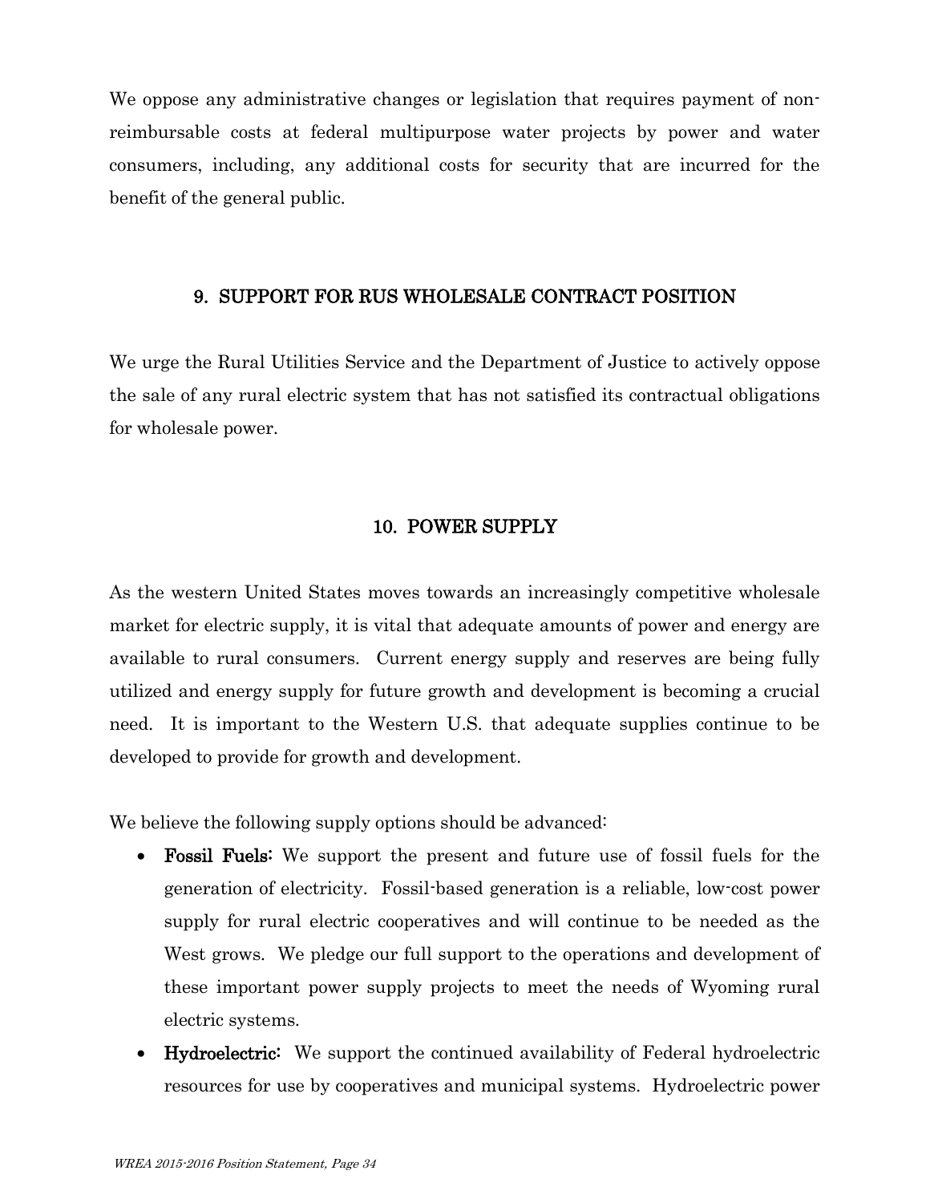We oppose any administrative changes or legislation that requires payment of non-reimbursable costs at federal multipurpose water projects by power and water consumers, including, any additional costs for security that are incurred for the benefit of the general public.

## 9. SUPPORT FOR RUS WHOLESALE CONTRACT POSITION

We urge the Rural Utilities Service and the Department of Justice to actively oppose the sale of any rural electric system that has not satisfied its contractual obligations for wholesale power.

## 10. POWER SUPPLY

As the western United States moves towards an increasingly competitive wholesale market for electric supply, it is vital that adequate amounts of power and energy are available to rural consumers. Current energy supply and reserves are being fully utilized and energy supply for future growth and development is becoming a crucial need. It is important to the Western U.S. that adequate supplies continue to be developed to provide for growth and development.

We believe the following supply options should be advanced:

- **Fossil Fuels:** We support the present and future use of fossil fuels for the generation of electricity. Fossil-based generation is a reliable, low-cost power supply for rural electric cooperatives and will continue to be needed as the West grows. We pledge our full support to the operations and development of these important power supply projects to meet the needs of Wyoming rural electric systems.
- **Hydroelectric:** We support the continued availability of Federal hydroelectric resources for use by cooperatives and municipal systems. Hydroelectric power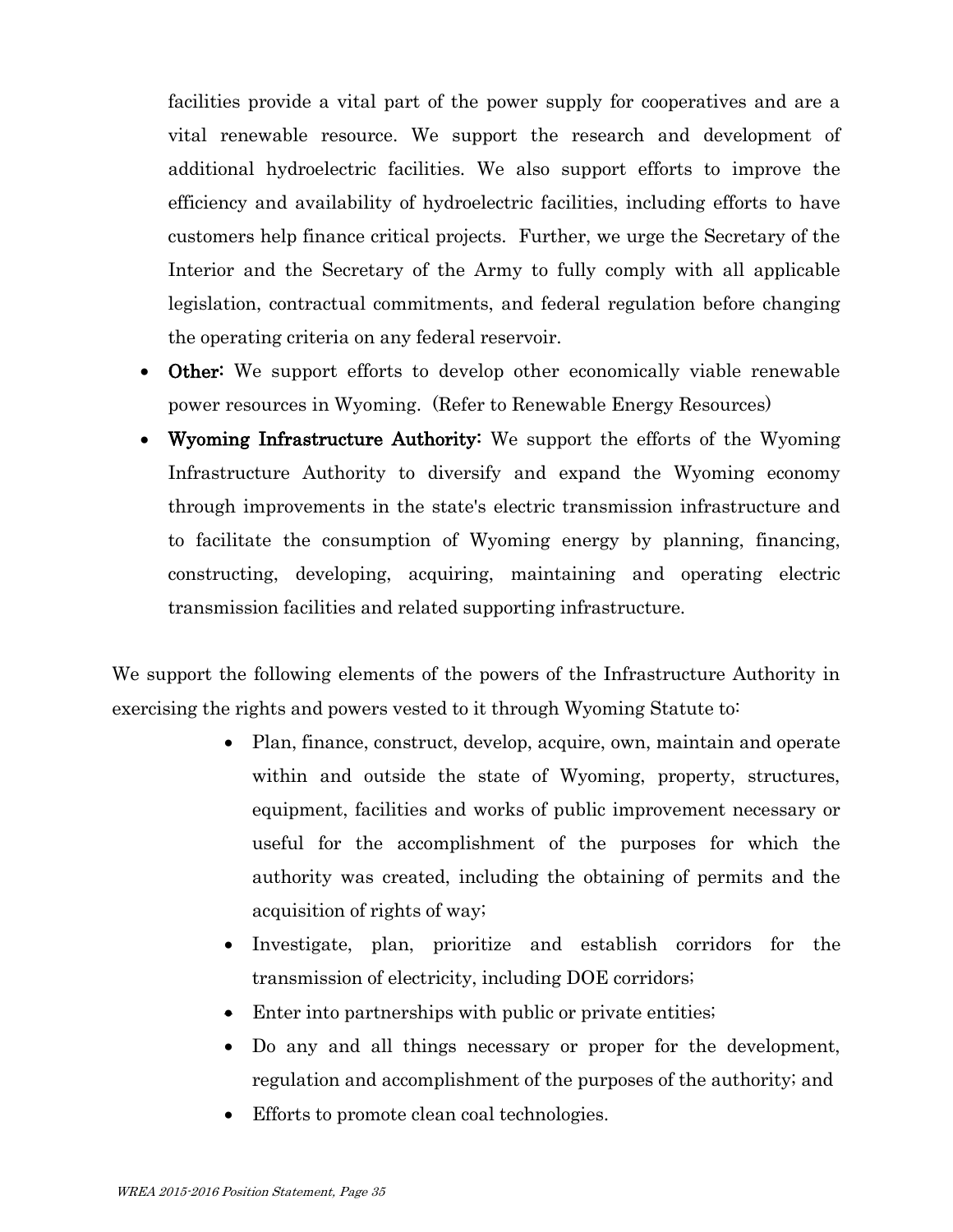facilities provide a vital part of the power supply for cooperatives and are a vital renewable resource. We support the research and development of additional hydroelectric facilities. We also support efforts to improve the efficiency and availability of hydroelectric facilities, including efforts to have customers help finance critical projects. Further, we urge the Secretary of the Interior and the Secretary of the Army to fully comply with all applicable legislation, contractual commitments, and federal regulation before changing the operating criteria on any federal reservoir.

- **Other:** We support efforts to develop other economically viable renewable power resources in Wyoming. (Refer to Renewable Energy Resources)
- **Wyoming Infrastructure Authority:** We support the efforts of the Wyoming Infrastructure Authority to diversify and expand the Wyoming economy through improvements in the state's electric transmission infrastructure and to facilitate the consumption of Wyoming energy by planning, financing, constructing, developing, acquiring, maintaining and operating electric transmission facilities and related supporting infrastructure.

We support the following elements of the powers of the Infrastructure Authority in exercising the rights and powers vested to it through Wyoming Statute to:

- Plan, finance, construct, develop, acquire, own, maintain and operate within and outside the state of Wyoming, property, structures, equipment, facilities and works of public improvement necessary or useful for the accomplishment of the purposes for which the authority was created, including the obtaining of permits and the acquisition of rights of way;
- Investigate, plan, prioritize and establish corridors for the transmission of electricity, including DOE corridors;
- Enter into partnerships with public or private entities;
- Do any and all things necessary or proper for the development, regulation and accomplishment of the purposes of the authority; and
- Efforts to promote clean coal technologies.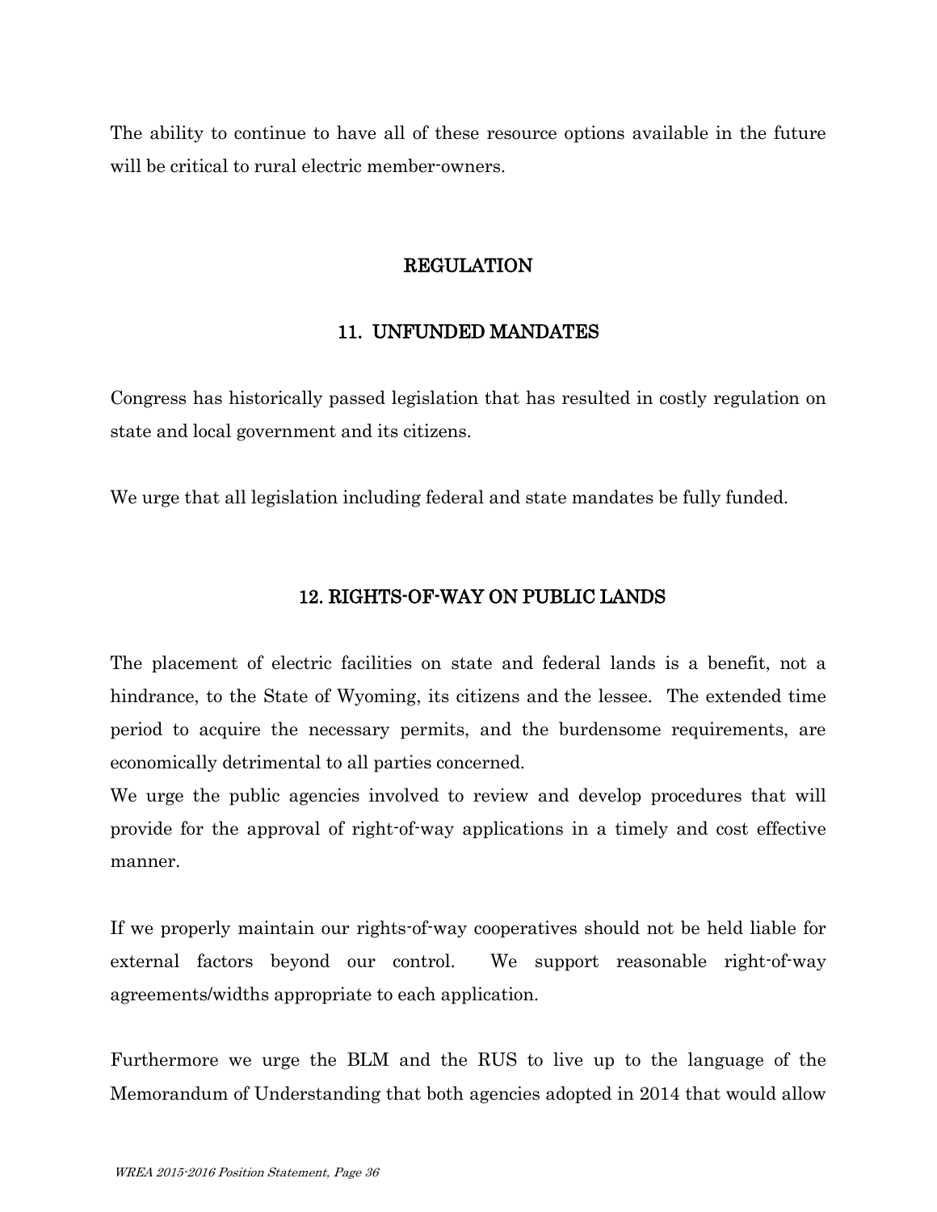The ability to continue to have all of these resource options available in the future will be critical to rural electric member-owners.

## REGULATION

### 11. UNFUNDED MANDATES

Congress has historically passed legislation that has resulted in costly regulation on state and local government and its citizens.

We urge that all legislation including federal and state mandates be fully funded.

### 12. RIGHTS-OF-WAY ON PUBLIC LANDS

The placement of electric facilities on state and federal lands is a benefit, not a hindrance, to the State of Wyoming, its citizens and the lessee. The extended time period to acquire the necessary permits, and the burdensome requirements, are economically detrimental to all parties concerned.

We urge the public agencies involved to review and develop procedures that will provide for the approval of right-of-way applications in a timely and cost effective manner.

If we properly maintain our rights-of-way cooperatives should not be held liable for external factors beyond our control. We support reasonable right-of-way agreements/widths appropriate to each application.

Furthermore we urge the BLM and the RUS to live up to the language of the Memorandum of Understanding that both agencies adopted in 2014 that would allow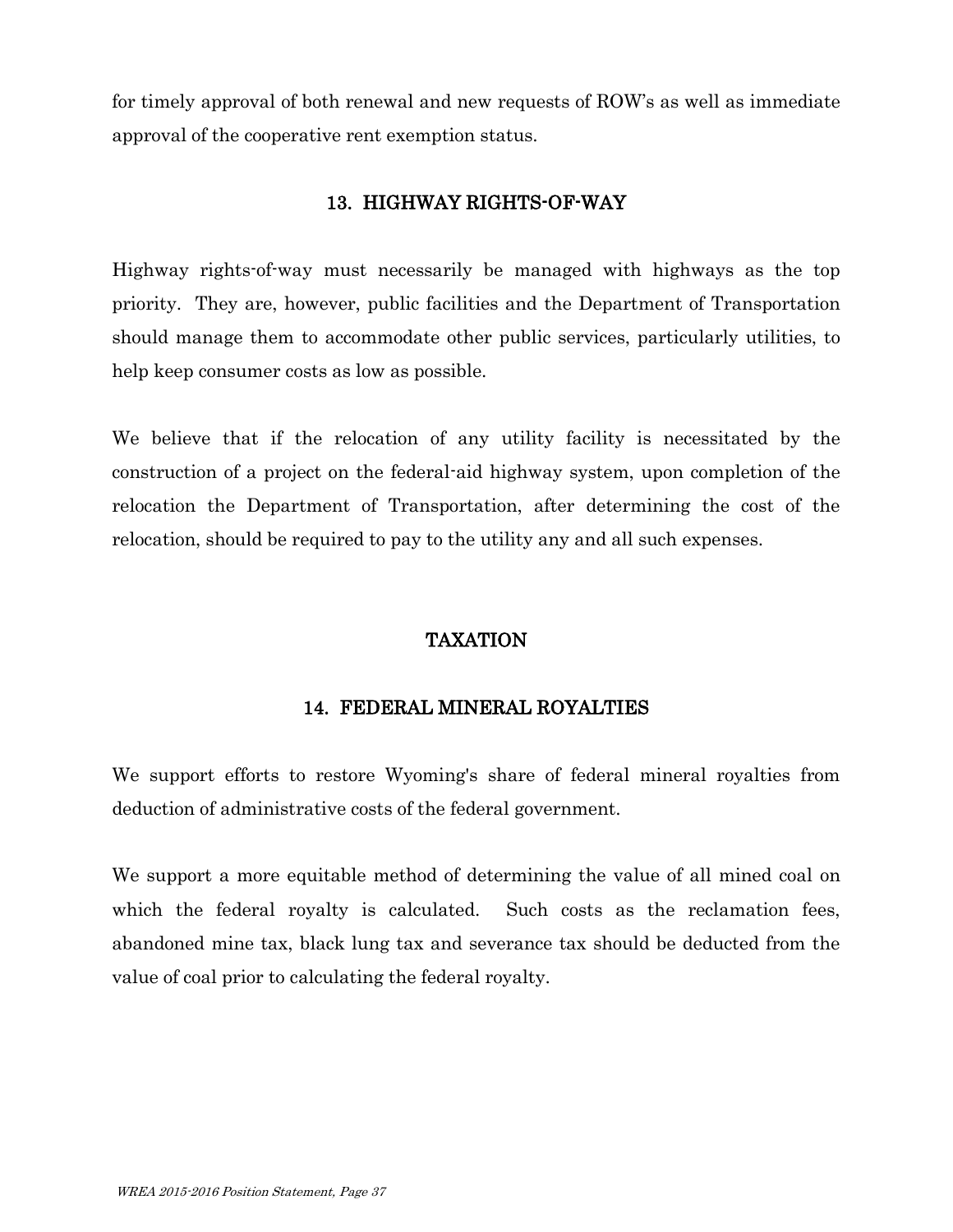for timely approval of both renewal and new requests of ROW's as well as immediate approval of the cooperative rent exemption status.

### 13. HIGHWAY RIGHTS-OF-WAY

Highway rights-of-way must necessarily be managed with highways as the top priority. They are, however, public facilities and the Department of Transportation should manage them to accommodate other public services, particularly utilities, to help keep consumer costs as low as possible.

We believe that if the relocation of any utility facility is necessitated by the construction of a project on the federal-aid highway system, upon completion of the relocation the Department of Transportation, after determining the cost of the relocation, should be required to pay to the utility any and all such expenses.

## TAXATION

### 14. FEDERAL MINERAL ROYALTIES

We support efforts to restore Wyoming's share of federal mineral royalties from deduction of administrative costs of the federal government.

We support a more equitable method of determining the value of all mined coal on which the federal royalty is calculated. Such costs as the reclamation fees, abandoned mine tax, black lung tax and severance tax should be deducted from the value of coal prior to calculating the federal royalty.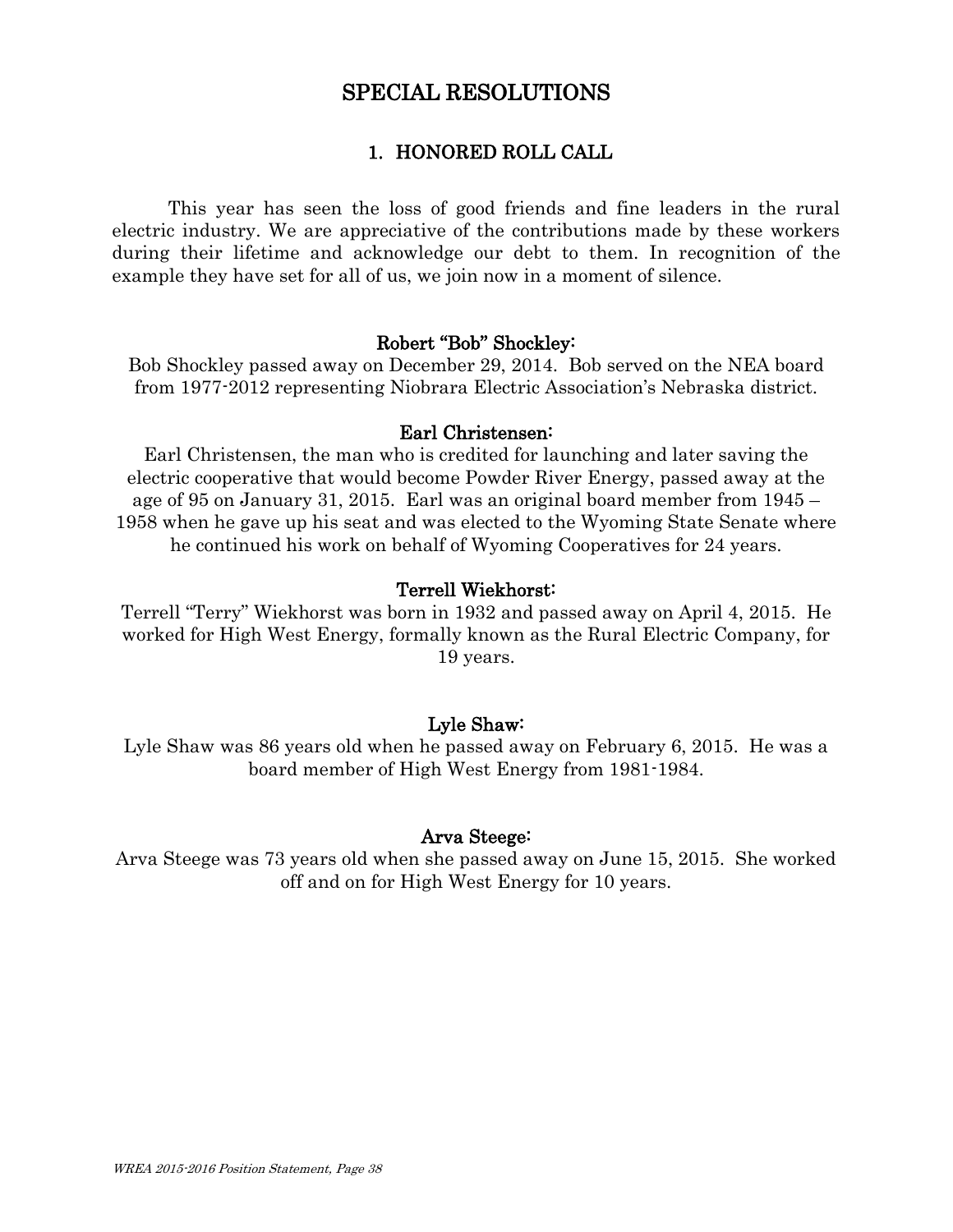# SPECIAL RESOLUTIONS

## 1. HONORED ROLL CALL

This year has seen the loss of good friends and fine leaders in the rural electric industry. We are appreciative of the contributions made by these workers during their lifetime and acknowledge our debt to them. In recognition of the example they have set for all of us, we join now in a moment of silence.

### Robert "Bob" Shockley:

Bob Shockley passed away on December 29, 2014. Bob served on the NEA board from 1977-2012 representing Niobrara Electric Association's Nebraska district.

### Earl Christensen:

Earl Christensen, the man who is credited for launching and later saving the electric cooperative that would become Powder River Energy, passed away at the age of 95 on January 31, 2015. Earl was an original board member from 1945 – 1958 when he gave up his seat and was elected to the Wyoming State Senate where he continued his work on behalf of Wyoming Cooperatives for 24 years.

### Terrell Wiekhorst:

Terrell "Terry" Wiekhorst was born in 1932 and passed away on April 4, 2015. He worked for High West Energy, formally known as the Rural Electric Company, for 19 years.

### Lyle Shaw:

Lyle Shaw was 86 years old when he passed away on February 6, 2015. He was a board member of High West Energy from 1981-1984.

### Arva Steege:

Arva Steege was 73 years old when she passed away on June 15, 2015. She worked off and on for High West Energy for 10 years.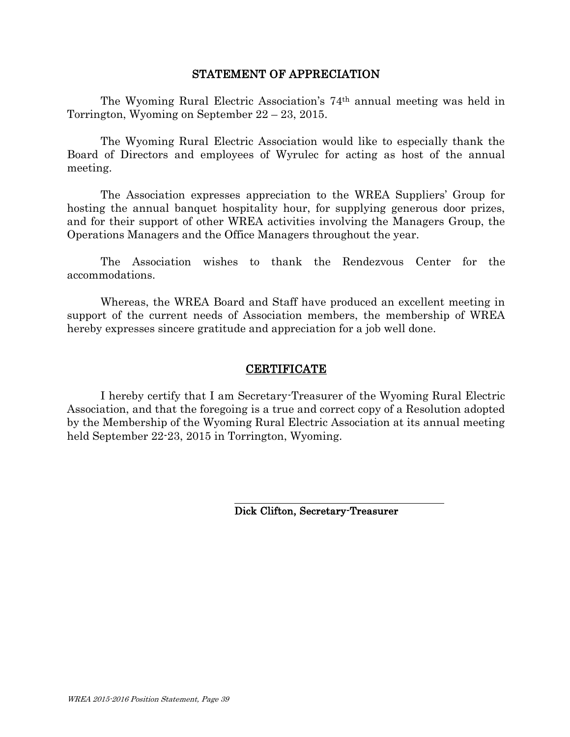## STATEMENT OF APPRECIATION

The Wyoming Rural Electric Association's 74th annual meeting was held in Torrington, Wyoming on September 22 – 23, 2015.

The Wyoming Rural Electric Association would like to especially thank the Board of Directors and employees of Wyrulec for acting as host of the annual meeting.

The Association expresses appreciation to the WREA Suppliers' Group for hosting the annual banquet hospitality hour, for supplying generous door prizes, and for their support of other WREA activities involving the Managers Group, the Operations Managers and the Office Managers throughout the year.

The Association wishes to thank the Rendezvous Center for the accommodations.

Whereas, the WREA Board and Staff have produced an excellent meeting in support of the current needs of Association members, the membership of WREA hereby expresses sincere gratitude and appreciation for a job well done.

## CERTIFICATE

I hereby certify that I am Secretary-Treasurer of the Wyoming Rural Electric Association, and that the foregoing is a true and correct copy of a Resolution adopted by the Membership of the Wyoming Rural Electric Association at its annual meeting held September 22-23, 2015 in Torrington, Wyoming.

\_\_\_\_\_\_\_\_\_\_\_\_\_\_\_\_\_\_\_\_\_\_\_\_\_\_\_\_\_\_\_\_\_\_\_\_

**Dick Clifton, Secretary-Treasurer**